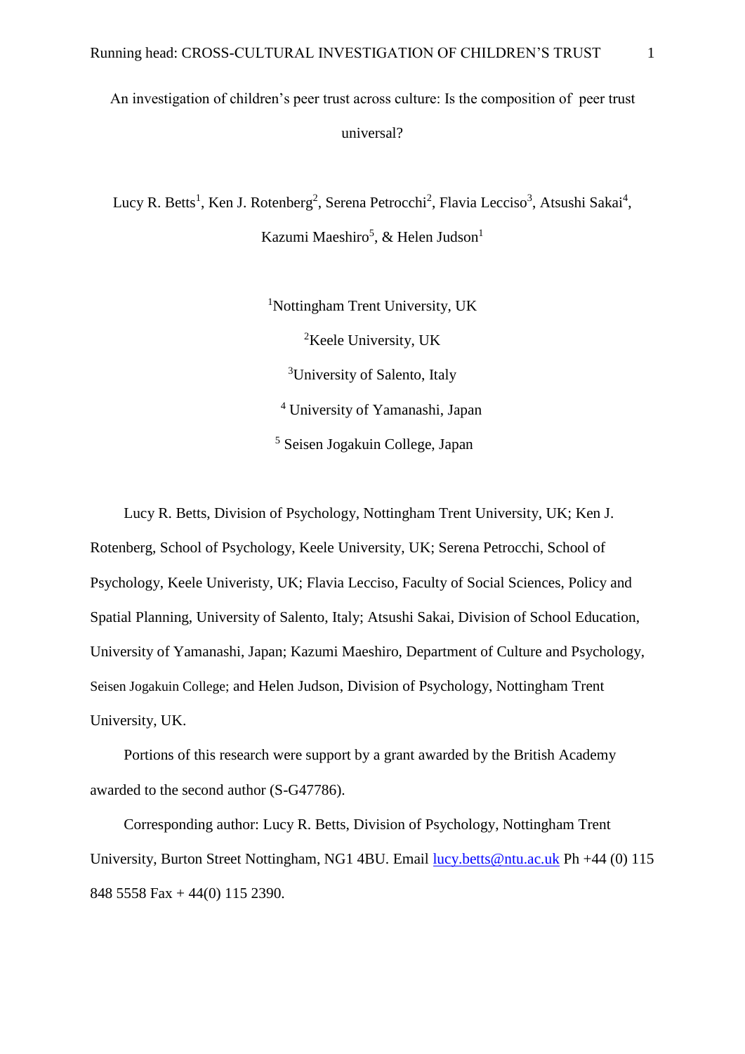# An investigation of children's peer trust across culture: Is the composition of peer trust universal?

Lucy R. Betts[1], Ken J. Rotenberg[2], Serena Petrocchi[2], Flavia Lecciso[3], Atsushi Sakai[4], Kazumi Maeshiro[5], & Helen Judson[1]

[1]Nottingham Trent University, UK

[2]Keele University, UK

[3]University of Salento, Italy

[4] University of Yamanashi, Japan

[5] Seisen Jogakuin College, Japan

Lucy R. Betts, Division of Psychology, Nottingham Trent University, UK; Ken J. Rotenberg, School of Psychology, Keele University, UK; Serena Petrocchi, School of Psychology, Keele Univeristy, UK; Flavia Lecciso, Faculty of Social Sciences, Policy and Spatial Planning, University of Salento, Italy; Atsushi Sakai, Division of School Education, University of Yamanashi, Japan; Kazumi Maeshiro, Department of Culture and Psychology, Seisen Jogakuin College; and Helen Judson, Division of Psychology, Nottingham Trent University, UK.

Portions of this research were support by a grant awarded by the British Academy awarded to the second author (S-G47786).

Corresponding author: Lucy R. Betts, Division of Psychology, Nottingham Trent University, Burton Street Nottingham, NG1 4BU. Email lucy.betts@ntu.ac.uk Ph +44 (0) 115 848 5558 Fax + 44(0) 115 2390.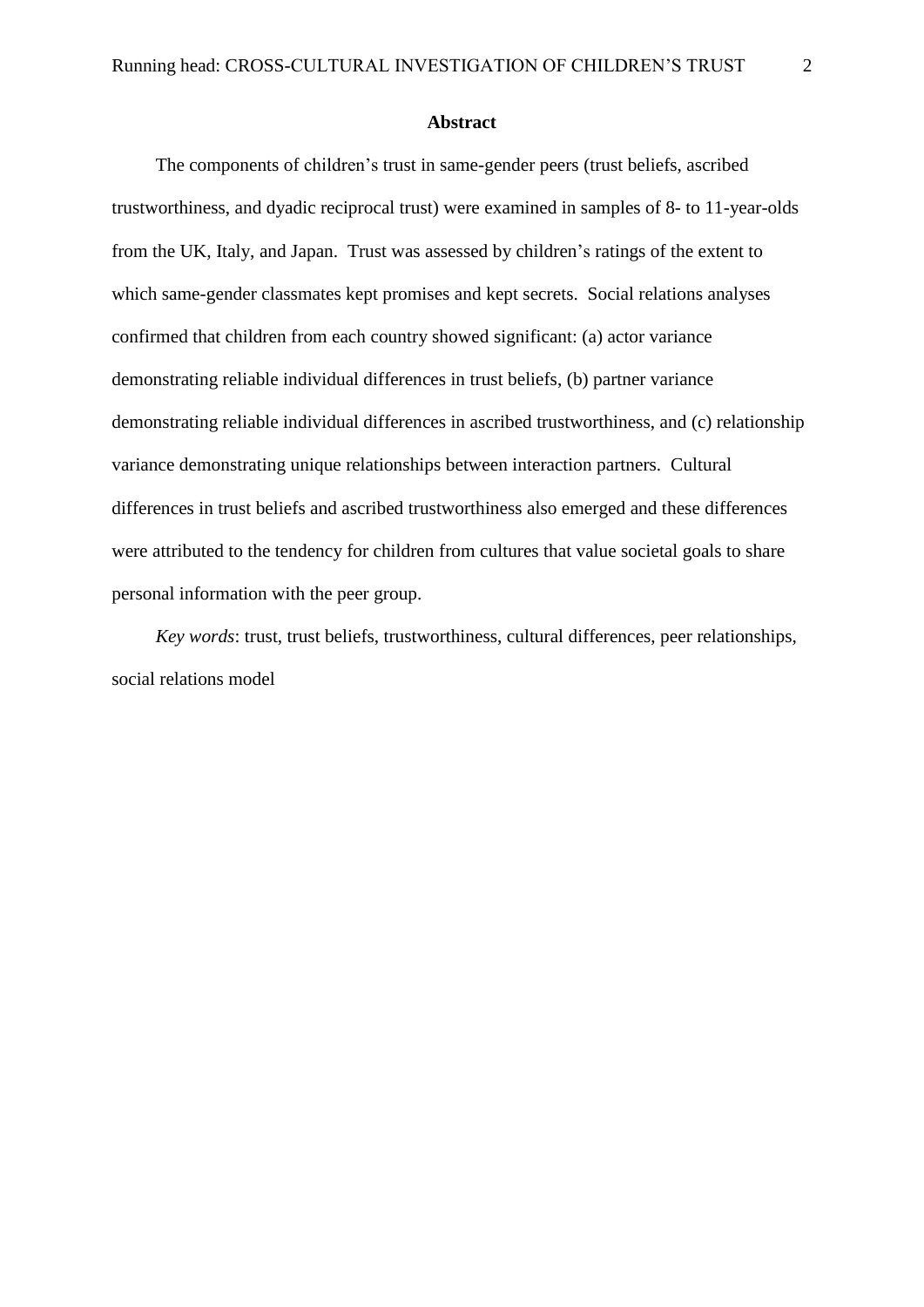## Abstract

The components of children's trust in same-gender peers (trust beliefs, ascribed trustworthiness, and dyadic reciprocal trust) were examined in samples of 8- to 11-year-olds from the UK, Italy, and Japan. Trust was assessed by children's ratings of the extent to which same-gender classmates kept promises and kept secrets. Social relations analyses confirmed that children from each country showed significant: (a) actor variance demonstrating reliable individual differences in trust beliefs, (b) partner variance demonstrating reliable individual differences in ascribed trustworthiness, and (c) relationship variance demonstrating unique relationships between interaction partners. Cultural differences in trust beliefs and ascribed trustworthiness also emerged and these differences were attributed to the tendency for children from cultures that value societal goals to share personal information with the peer group.

*Key words*: trust, trust beliefs, trustworthiness, cultural differences, peer relationships, social relations model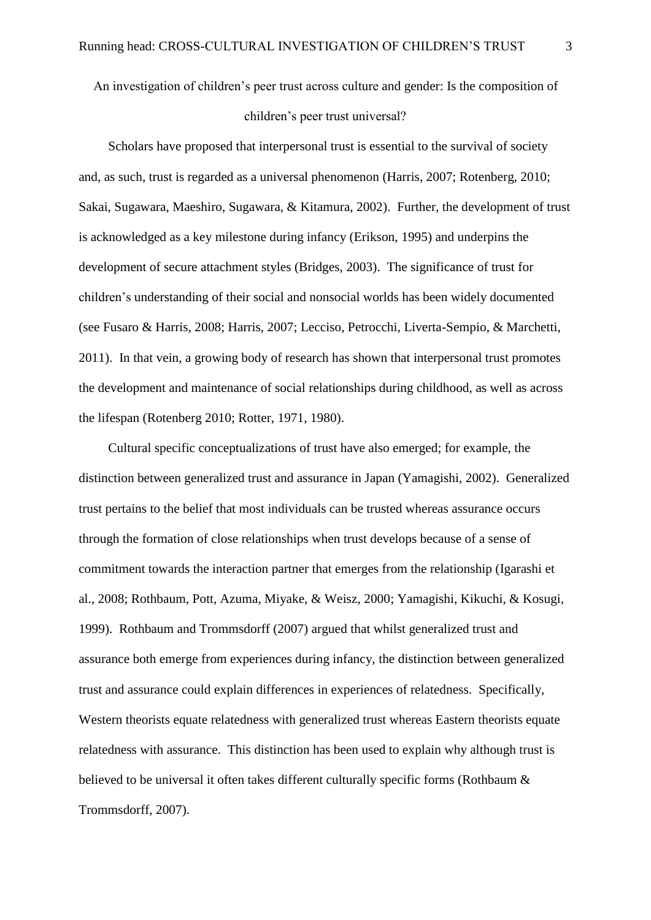An investigation of children's peer trust across culture and gender: Is the composition of children's peer trust universal?

Scholars have proposed that interpersonal trust is essential to the survival of society and, as such, trust is regarded as a universal phenomenon (Harris, 2007; Rotenberg, 2010; Sakai, Sugawara, Maeshiro, Sugawara, & Kitamura, 2002). Further, the development of trust is acknowledged as a key milestone during infancy (Erikson, 1995) and underpins the development of secure attachment styles (Bridges, 2003). The significance of trust for children's understanding of their social and nonsocial worlds has been widely documented (see Fusaro & Harris, 2008; Harris, 2007; Lecciso, Petrocchi, Liverta-Sempio, & Marchetti, 2011). In that vein, a growing body of research has shown that interpersonal trust promotes the development and maintenance of social relationships during childhood, as well as across the lifespan (Rotenberg 2010; Rotter, 1971, 1980).

Cultural specific conceptualizations of trust have also emerged; for example, the distinction between generalized trust and assurance in Japan (Yamagishi, 2002). Generalized trust pertains to the belief that most individuals can be trusted whereas assurance occurs through the formation of close relationships when trust develops because of a sense of commitment towards the interaction partner that emerges from the relationship (Igarashi et al., 2008; Rothbaum, Pott, Azuma, Miyake, & Weisz, 2000; Yamagishi, Kikuchi, & Kosugi, 1999). Rothbaum and Trommsdorff (2007) argued that whilst generalized trust and assurance both emerge from experiences during infancy, the distinction between generalized trust and assurance could explain differences in experiences of relatedness. Specifically, Western theorists equate relatedness with generalized trust whereas Eastern theorists equate relatedness with assurance. This distinction has been used to explain why although trust is believed to be universal it often takes different culturally specific forms (Rothbaum & Trommsdorff, 2007).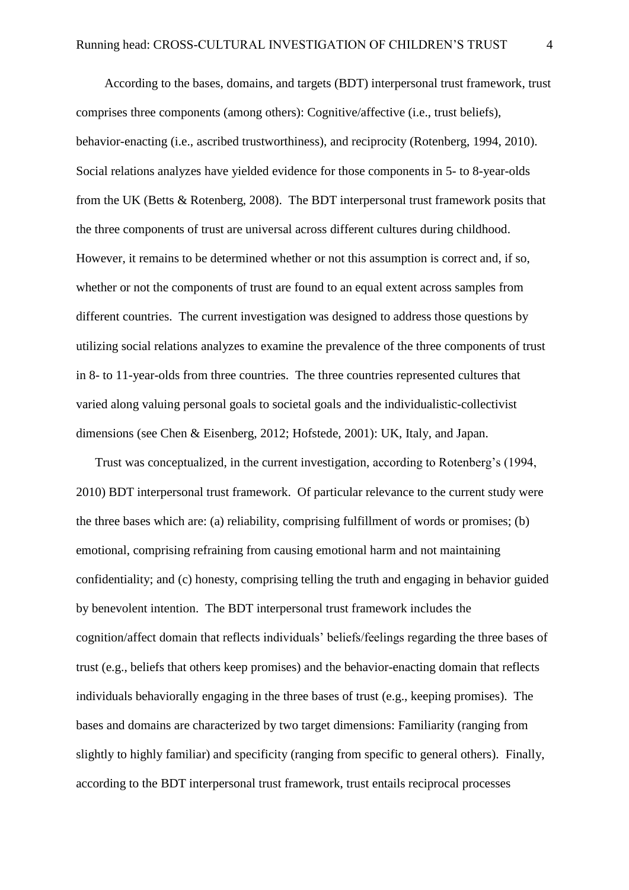According to the bases, domains, and targets (BDT) interpersonal trust framework, trust comprises three components (among others): Cognitive/affective (i.e., trust beliefs), behavior-enacting (i.e., ascribed trustworthiness), and reciprocity (Rotenberg, 1994, 2010). Social relations analyzes have yielded evidence for those components in 5- to 8-year-olds from the UK (Betts & Rotenberg, 2008). The BDT interpersonal trust framework posits that the three components of trust are universal across different cultures during childhood. However, it remains to be determined whether or not this assumption is correct and, if so, whether or not the components of trust are found to an equal extent across samples from different countries. The current investigation was designed to address those questions by utilizing social relations analyzes to examine the prevalence of the three components of trust in 8- to 11-year-olds from three countries. The three countries represented cultures that varied along valuing personal goals to societal goals and the individualistic-collectivist dimensions (see Chen & Eisenberg, 2012; Hofstede, 2001): UK, Italy, and Japan.

Trust was conceptualized, in the current investigation, according to Rotenberg's (1994, 2010) BDT interpersonal trust framework. Of particular relevance to the current study were the three bases which are: (a) reliability, comprising fulfillment of words or promises; (b) emotional, comprising refraining from causing emotional harm and not maintaining confidentiality; and (c) honesty, comprising telling the truth and engaging in behavior guided by benevolent intention. The BDT interpersonal trust framework includes the cognition/affect domain that reflects individuals' beliefs/feelings regarding the three bases of trust (e.g., beliefs that others keep promises) and the behavior-enacting domain that reflects individuals behaviorally engaging in the three bases of trust (e.g., keeping promises). The bases and domains are characterized by two target dimensions: Familiarity (ranging from slightly to highly familiar) and specificity (ranging from specific to general others). Finally, according to the BDT interpersonal trust framework, trust entails reciprocal processes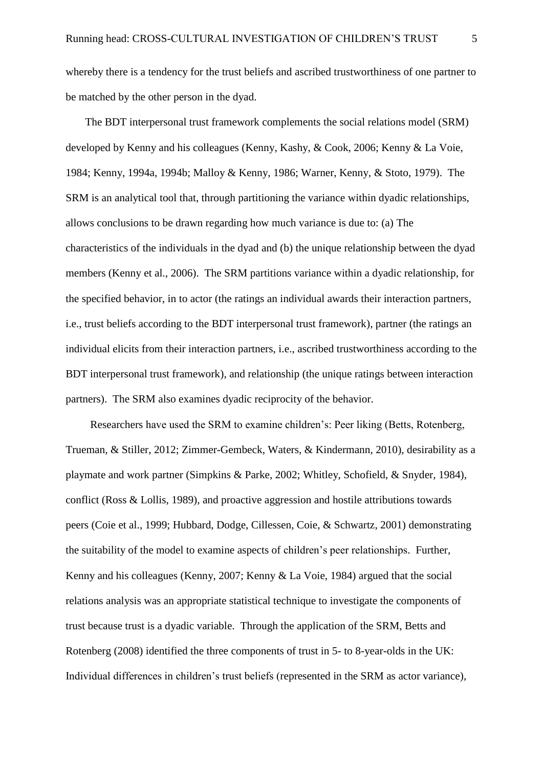whereby there is a tendency for the trust beliefs and ascribed trustworthiness of one partner to be matched by the other person in the dyad.

The BDT interpersonal trust framework complements the social relations model (SRM) developed by Kenny and his colleagues (Kenny, Kashy, & Cook, 2006; Kenny & La Voie, 1984; Kenny, 1994a, 1994b; Malloy & Kenny, 1986; Warner, Kenny, & Stoto, 1979). The SRM is an analytical tool that, through partitioning the variance within dyadic relationships, allows conclusions to be drawn regarding how much variance is due to: (a) The characteristics of the individuals in the dyad and (b) the unique relationship between the dyad members (Kenny et al., 2006). The SRM partitions variance within a dyadic relationship, for the specified behavior, in to actor (the ratings an individual awards their interaction partners, i.e., trust beliefs according to the BDT interpersonal trust framework), partner (the ratings an individual elicits from their interaction partners, i.e., ascribed trustworthiness according to the BDT interpersonal trust framework), and relationship (the unique ratings between interaction partners). The SRM also examines dyadic reciprocity of the behavior.

Researchers have used the SRM to examine children's: Peer liking (Betts, Rotenberg, Trueman, & Stiller, 2012; Zimmer-Gembeck, Waters, & Kindermann, 2010), desirability as a playmate and work partner (Simpkins & Parke, 2002; Whitley, Schofield, & Snyder, 1984), conflict (Ross & Lollis, 1989), and proactive aggression and hostile attributions towards peers (Coie et al., 1999; Hubbard, Dodge, Cillessen, Coie, & Schwartz, 2001) demonstrating the suitability of the model to examine aspects of children's peer relationships. Further, Kenny and his colleagues (Kenny, 2007; Kenny & La Voie, 1984) argued that the social relations analysis was an appropriate statistical technique to investigate the components of trust because trust is a dyadic variable. Through the application of the SRM, Betts and Rotenberg (2008) identified the three components of trust in 5- to 8-year-olds in the UK: Individual differences in children's trust beliefs (represented in the SRM as actor variance),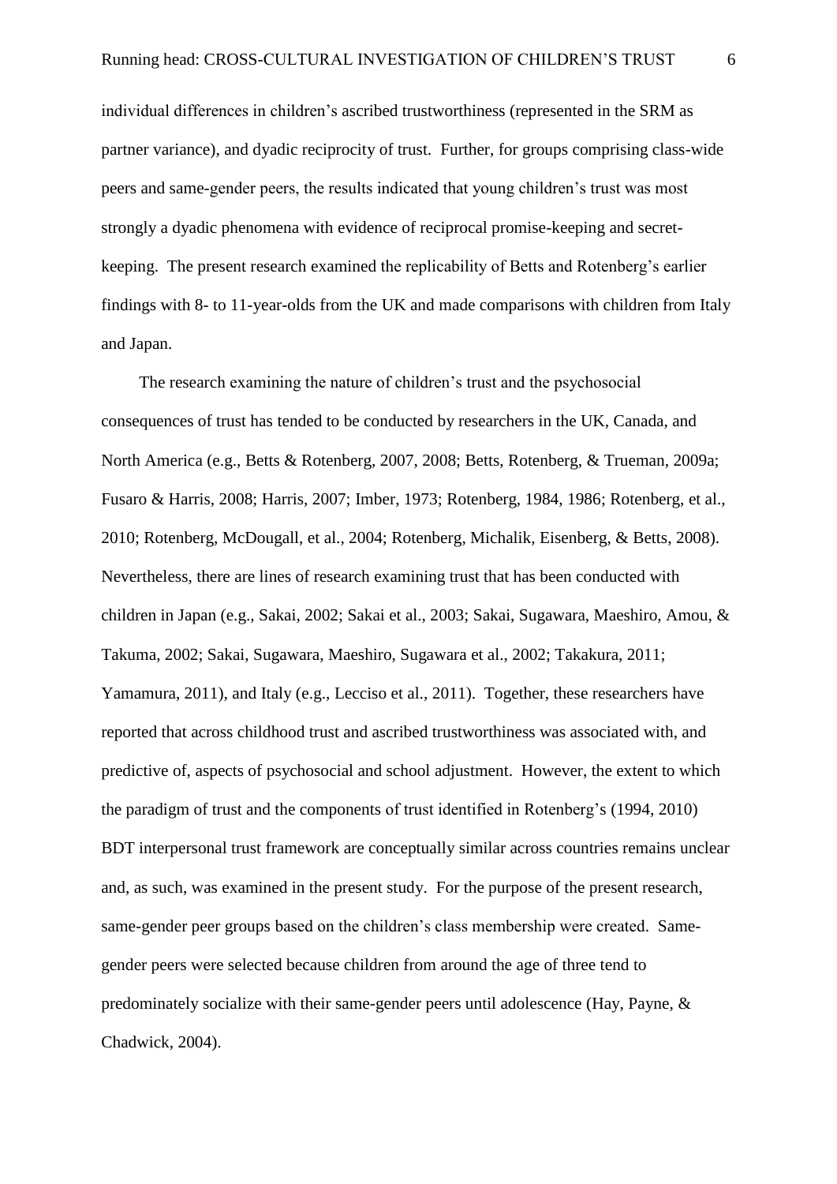individual differences in children's ascribed trustworthiness (represented in the SRM as partner variance), and dyadic reciprocity of trust. Further, for groups comprising class-wide peers and same-gender peers, the results indicated that young children's trust was most strongly a dyadic phenomena with evidence of reciprocal promise-keeping and secret-keeping. The present research examined the replicability of Betts and Rotenberg's earlier findings with 8- to 11-year-olds from the UK and made comparisons with children from Italy and Japan.

The research examining the nature of children's trust and the psychosocial consequences of trust has tended to be conducted by researchers in the UK, Canada, and North America (e.g., Betts & Rotenberg, 2007, 2008; Betts, Rotenberg, & Trueman, 2009a; Fusaro & Harris, 2008; Harris, 2007; Imber, 1973; Rotenberg, 1984, 1986; Rotenberg, et al., 2010; Rotenberg, McDougall, et al., 2004; Rotenberg, Michalik, Eisenberg, & Betts, 2008). Nevertheless, there are lines of research examining trust that has been conducted with children in Japan (e.g., Sakai, 2002; Sakai et al., 2003; Sakai, Sugawara, Maeshiro, Amou, & Takuma, 2002; Sakai, Sugawara, Maeshiro, Sugawara et al., 2002; Takakura, 2011; Yamamura, 2011), and Italy (e.g., Lecciso et al., 2011). Together, these researchers have reported that across childhood trust and ascribed trustworthiness was associated with, and predictive of, aspects of psychosocial and school adjustment. However, the extent to which the paradigm of trust and the components of trust identified in Rotenberg's (1994, 2010) BDT interpersonal trust framework are conceptually similar across countries remains unclear and, as such, was examined in the present study. For the purpose of the present research, same-gender peer groups based on the children's class membership were created. Same-gender peers were selected because children from around the age of three tend to predominately socialize with their same-gender peers until adolescence (Hay, Payne, & Chadwick, 2004).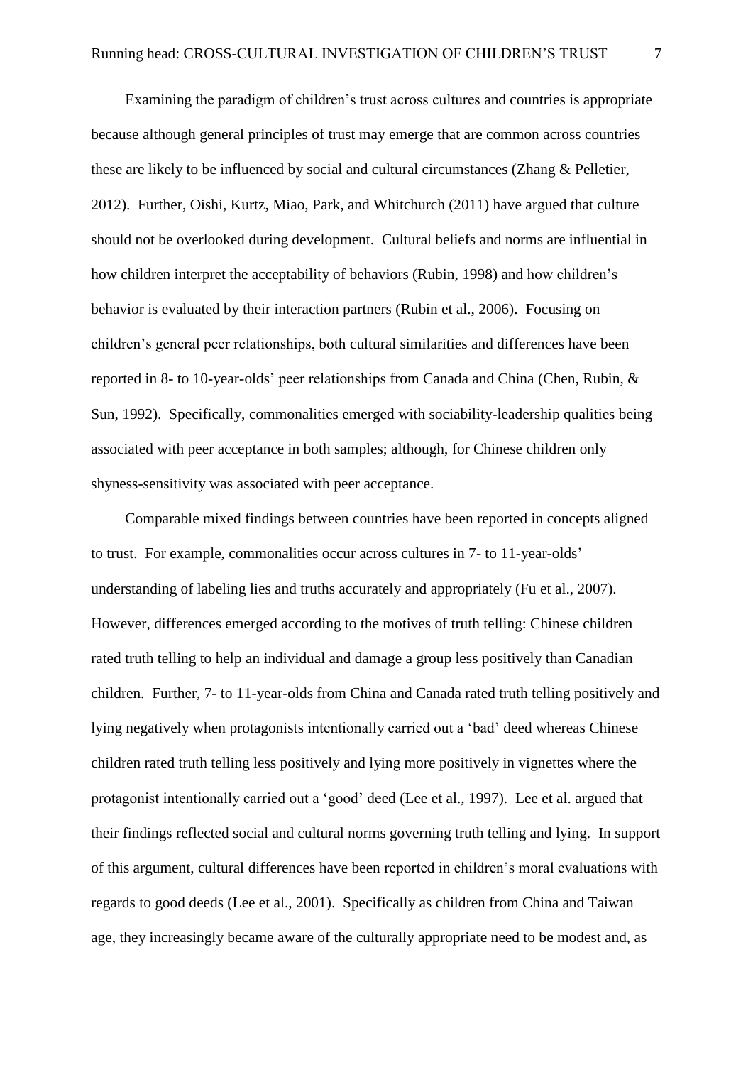Examining the paradigm of children's trust across cultures and countries is appropriate because although general principles of trust may emerge that are common across countries these are likely to be influenced by social and cultural circumstances (Zhang & Pelletier, 2012). Further, Oishi, Kurtz, Miao, Park, and Whitchurch (2011) have argued that culture should not be overlooked during development. Cultural beliefs and norms are influential in how children interpret the acceptability of behaviors (Rubin, 1998) and how children's behavior is evaluated by their interaction partners (Rubin et al., 2006). Focusing on children's general peer relationships, both cultural similarities and differences have been reported in 8- to 10-year-olds' peer relationships from Canada and China (Chen, Rubin, & Sun, 1992). Specifically, commonalities emerged with sociability-leadership qualities being associated with peer acceptance in both samples; although, for Chinese children only shyness-sensitivity was associated with peer acceptance.

Comparable mixed findings between countries have been reported in concepts aligned to trust. For example, commonalities occur across cultures in 7- to 11-year-olds' understanding of labeling lies and truths accurately and appropriately (Fu et al., 2007). However, differences emerged according to the motives of truth telling: Chinese children rated truth telling to help an individual and damage a group less positively than Canadian children. Further, 7- to 11-year-olds from China and Canada rated truth telling positively and lying negatively when protagonists intentionally carried out a 'bad' deed whereas Chinese children rated truth telling less positively and lying more positively in vignettes where the protagonist intentionally carried out a 'good' deed (Lee et al., 1997). Lee et al. argued that their findings reflected social and cultural norms governing truth telling and lying. In support of this argument, cultural differences have been reported in children's moral evaluations with regards to good deeds (Lee et al., 2001). Specifically as children from China and Taiwan age, they increasingly became aware of the culturally appropriate need to be modest and, as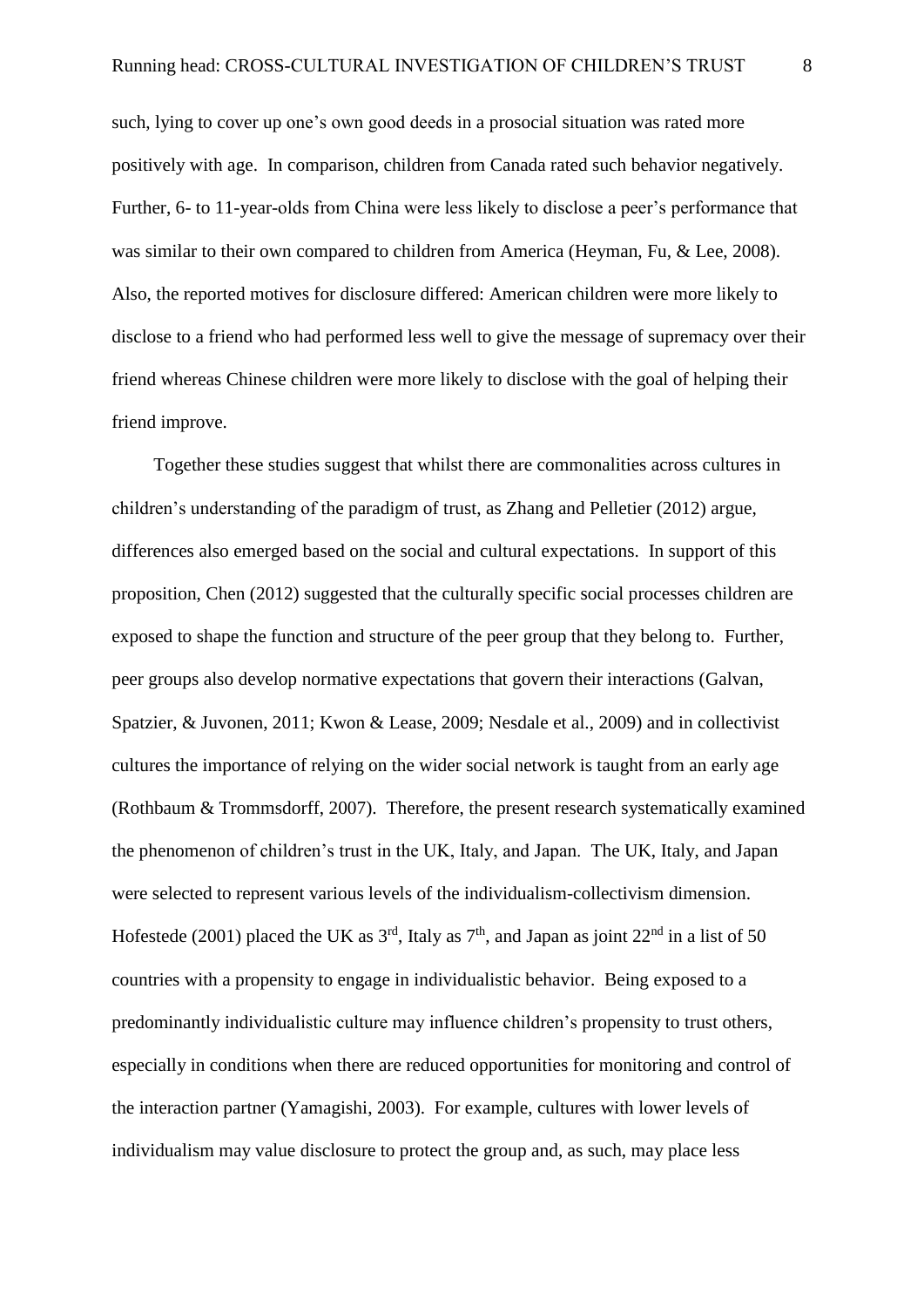such, lying to cover up one's own good deeds in a prosocial situation was rated more positively with age. In comparison, children from Canada rated such behavior negatively. Further, 6- to 11-year-olds from China were less likely to disclose a peer's performance that was similar to their own compared to children from America (Heyman, Fu, & Lee, 2008). Also, the reported motives for disclosure differed: American children were more likely to disclose to a friend who had performed less well to give the message of supremacy over their friend whereas Chinese children were more likely to disclose with the goal of helping their friend improve.

Together these studies suggest that whilst there are commonalities across cultures in children's understanding of the paradigm of trust, as Zhang and Pelletier (2012) argue, differences also emerged based on the social and cultural expectations. In support of this proposition, Chen (2012) suggested that the culturally specific social processes children are exposed to shape the function and structure of the peer group that they belong to. Further, peer groups also develop normative expectations that govern their interactions (Galvan, Spatzier, & Juvonen, 2011; Kwon & Lease, 2009; Nesdale et al., 2009) and in collectivist cultures the importance of relying on the wider social network is taught from an early age (Rothbaum & Trommsdorff, 2007). Therefore, the present research systematically examined the phenomenon of children's trust in the UK, Italy, and Japan. The UK, Italy, and Japan were selected to represent various levels of the individualism-collectivism dimension. Hofestede (2001) placed the UK as 3rd, Italy as 7th, and Japan as joint 22nd in a list of 50 countries with a propensity to engage in individualistic behavior. Being exposed to a predominantly individualistic culture may influence children's propensity to trust others, especially in conditions when there are reduced opportunities for monitoring and control of the interaction partner (Yamagishi, 2003). For example, cultures with lower levels of individualism may value disclosure to protect the group and, as such, may place less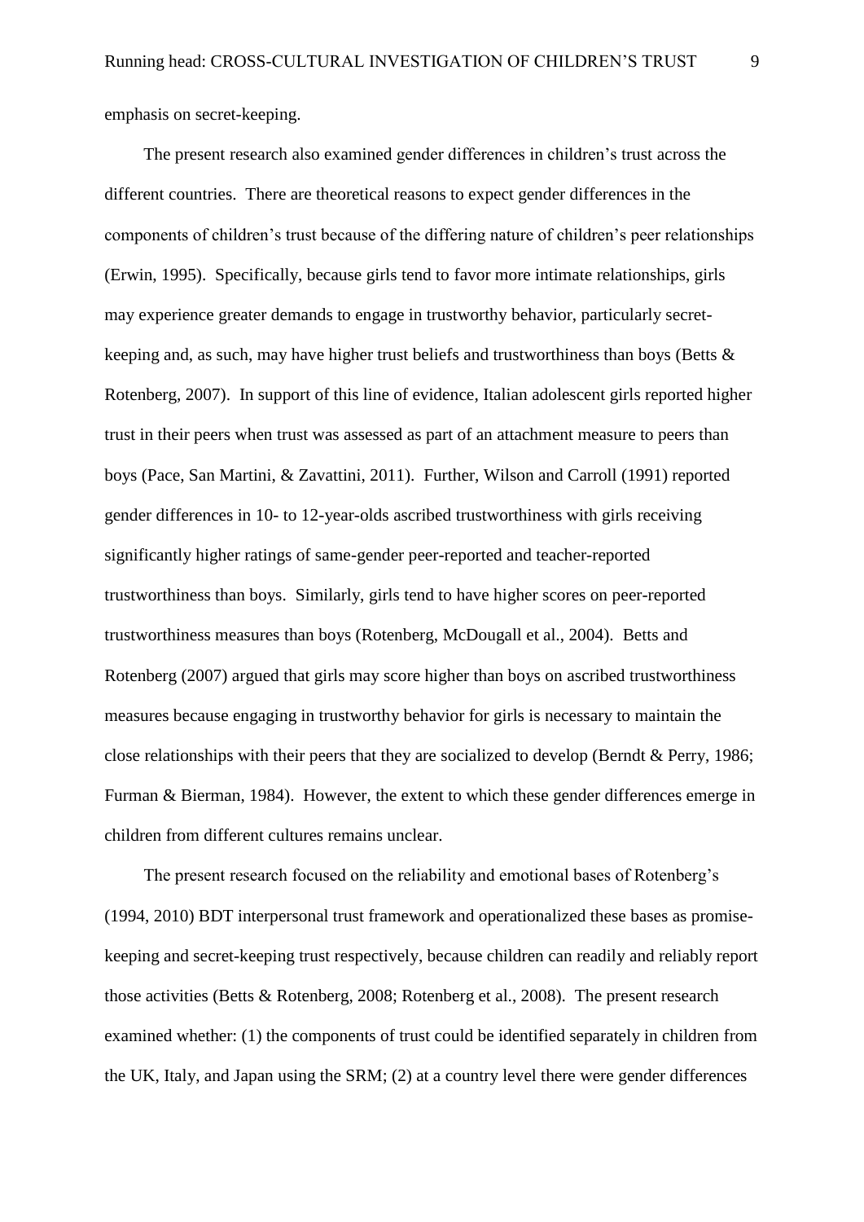emphasis on secret-keeping.

The present research also examined gender differences in children's trust across the different countries. There are theoretical reasons to expect gender differences in the components of children's trust because of the differing nature of children's peer relationships (Erwin, 1995). Specifically, because girls tend to favor more intimate relationships, girls may experience greater demands to engage in trustworthy behavior, particularly secret-keeping and, as such, may have higher trust beliefs and trustworthiness than boys (Betts & Rotenberg, 2007). In support of this line of evidence, Italian adolescent girls reported higher trust in their peers when trust was assessed as part of an attachment measure to peers than boys (Pace, San Martini, & Zavattini, 2011). Further, Wilson and Carroll (1991) reported gender differences in 10- to 12-year-olds ascribed trustworthiness with girls receiving significantly higher ratings of same-gender peer-reported and teacher-reported trustworthiness than boys. Similarly, girls tend to have higher scores on peer-reported trustworthiness measures than boys (Rotenberg, McDougall et al., 2004). Betts and Rotenberg (2007) argued that girls may score higher than boys on ascribed trustworthiness measures because engaging in trustworthy behavior for girls is necessary to maintain the close relationships with their peers that they are socialized to develop (Berndt & Perry, 1986; Furman & Bierman, 1984). However, the extent to which these gender differences emerge in children from different cultures remains unclear.

The present research focused on the reliability and emotional bases of Rotenberg's (1994, 2010) BDT interpersonal trust framework and operationalized these bases as promise-keeping and secret-keeping trust respectively, because children can readily and reliably report those activities (Betts & Rotenberg, 2008; Rotenberg et al., 2008). The present research examined whether: (1) the components of trust could be identified separately in children from the UK, Italy, and Japan using the SRM; (2) at a country level there were gender differences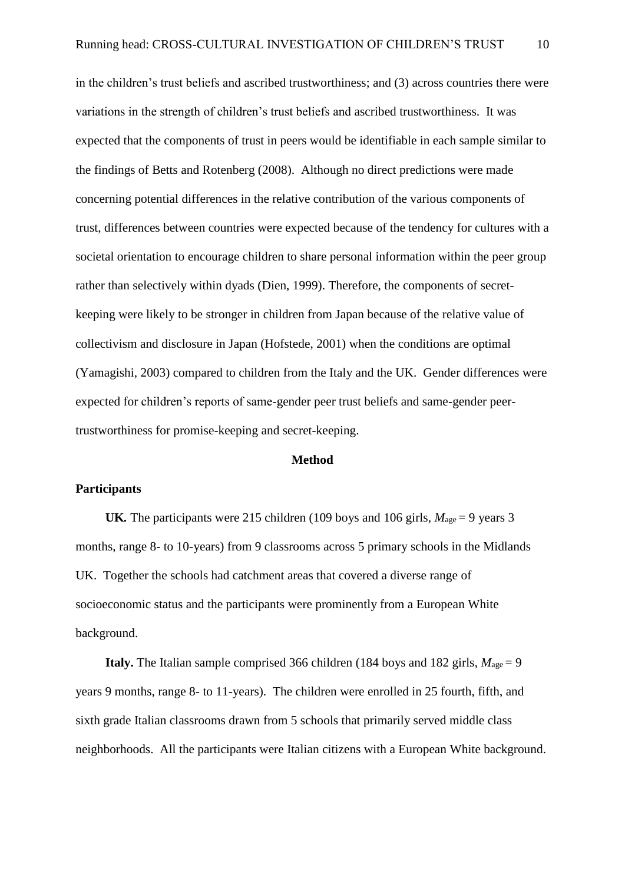in the children's trust beliefs and ascribed trustworthiness; and (3) across countries there were variations in the strength of children's trust beliefs and ascribed trustworthiness. It was expected that the components of trust in peers would be identifiable in each sample similar to the findings of Betts and Rotenberg (2008). Although no direct predictions were made concerning potential differences in the relative contribution of the various components of trust, differences between countries were expected because of the tendency for cultures with a societal orientation to encourage children to share personal information within the peer group rather than selectively within dyads (Dien, 1999). Therefore, the components of secret-keeping were likely to be stronger in children from Japan because of the relative value of collectivism and disclosure in Japan (Hofstede, 2001) when the conditions are optimal (Yamagishi, 2003) compared to children from the Italy and the UK. Gender differences were expected for children's reports of same-gender peer trust beliefs and same-gender peer-trustworthiness for promise-keeping and secret-keeping.

## Method

### Participants

**UK.** The participants were 215 children (109 boys and 106 girls, $M_{age}$ = 9 years 3 months, range 8- to 10-years) from 9 classrooms across 5 primary schools in the Midlands UK. Together the schools had catchment areas that covered a diverse range of socioeconomic status and the participants were prominently from a European White background.

**Italy.** The Italian sample comprised 366 children (184 boys and 182 girls, $M_{age}$ = 9 years 9 months, range 8- to 11-years). The children were enrolled in 25 fourth, fifth, and sixth grade Italian classrooms drawn from 5 schools that primarily served middle class neighborhoods. All the participants were Italian citizens with a European White background.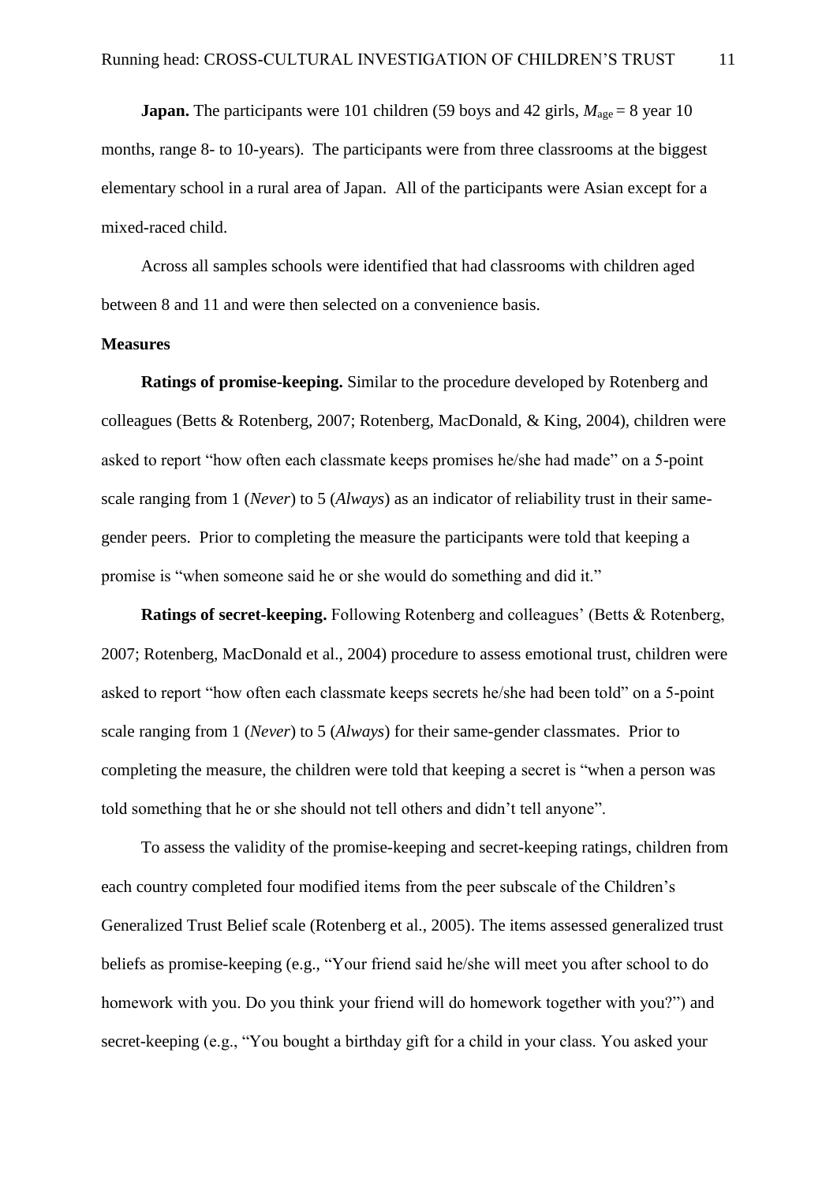**Japan.** The participants were 101 children (59 boys and 42 girls, $M_{\text{age}}$ = 8 year 10 months, range 8- to 10-years). The participants were from three classrooms at the biggest elementary school in a rural area of Japan. All of the participants were Asian except for a mixed-raced child.

Across all samples schools were identified that had classrooms with children aged between 8 and 11 and were then selected on a convenience basis.

**Measures**

**Ratings of promise-keeping.** Similar to the procedure developed by Rotenberg and colleagues (Betts & Rotenberg, 2007; Rotenberg, MacDonald, & King, 2004), children were asked to report "how often each classmate keeps promises he/she had made" on a 5-point scale ranging from 1 (*Never*) to 5 (*Always*) as an indicator of reliability trust in their same-gender peers. Prior to completing the measure the participants were told that keeping a promise is "when someone said he or she would do something and did it."

**Ratings of secret-keeping.** Following Rotenberg and colleagues' (Betts & Rotenberg, 2007; Rotenberg, MacDonald et al., 2004) procedure to assess emotional trust, children were asked to report "how often each classmate keeps secrets he/she had been told" on a 5-point scale ranging from 1 (*Never*) to 5 (*Always*) for their same-gender classmates. Prior to completing the measure, the children were told that keeping a secret is "when a person was told something that he or she should not tell others and didn't tell anyone".

To assess the validity of the promise-keeping and secret-keeping ratings, children from each country completed four modified items from the peer subscale of the Children's Generalized Trust Belief scale (Rotenberg et al., 2005). The items assessed generalized trust beliefs as promise-keeping (e.g., "Your friend said he/she will meet you after school to do homework with you. Do you think your friend will do homework together with you?") and secret-keeping (e.g., "You bought a birthday gift for a child in your class. You asked your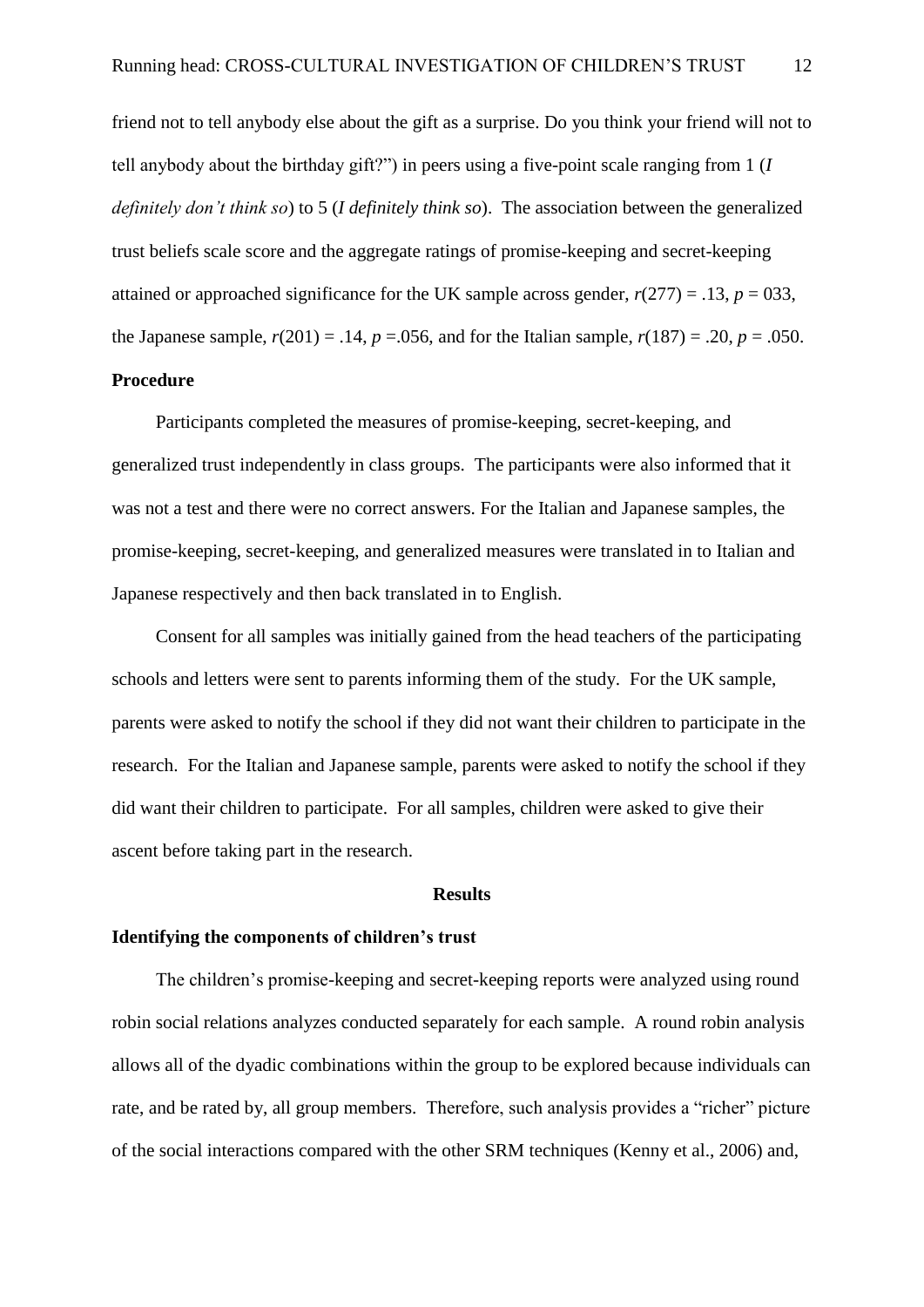friend not to tell anybody else about the gift as a surprise. Do you think your friend will not to tell anybody about the birthday gift?") in peers using a five-point scale ranging from 1 (*I definitely don't think so*) to 5 (*I definitely think so*). The association between the generalized trust beliefs scale score and the aggregate ratings of promise-keeping and secret-keeping attained or approached significance for the UK sample across gender, $r(277) = .13$, $p = 033$, the Japanese sample, $r(201) = .14$, $p = .056$, and for the Italian sample, $r(187) = .20$, $p = .050$.

## Procedure

Participants completed the measures of promise-keeping, secret-keeping, and generalized trust independently in class groups. The participants were also informed that it was not a test and there were no correct answers. For the Italian and Japanese samples, the promise-keeping, secret-keeping, and generalized measures were translated in to Italian and Japanese respectively and then back translated in to English.

Consent for all samples was initially gained from the head teachers of the participating schools and letters were sent to parents informing them of the study. For the UK sample, parents were asked to notify the school if they did not want their children to participate in the research. For the Italian and Japanese sample, parents were asked to notify the school if they did want their children to participate. For all samples, children were asked to give their ascent before taking part in the research.

# Results

## Identifying the components of children's trust

The children's promise-keeping and secret-keeping reports were analyzed using round robin social relations analyzes conducted separately for each sample. A round robin analysis allows all of the dyadic combinations within the group to be explored because individuals can rate, and be rated by, all group members. Therefore, such analysis provides a "richer" picture of the social interactions compared with the other SRM techniques (Kenny et al., 2006) and,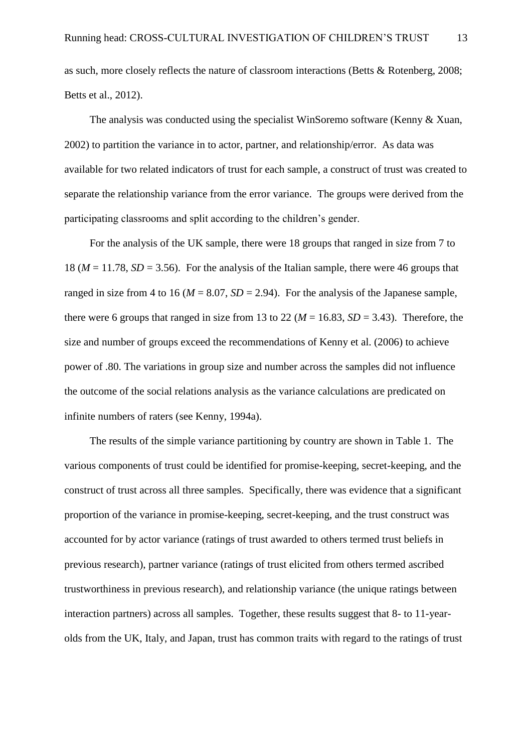as such, more closely reflects the nature of classroom interactions (Betts & Rotenberg, 2008; Betts et al., 2012).

The analysis was conducted using the specialist WinSoremo software (Kenny & Xuan, 2002) to partition the variance in to actor, partner, and relationship/error. As data was available for two related indicators of trust for each sample, a construct of trust was created to separate the relationship variance from the error variance. The groups were derived from the participating classrooms and split according to the children's gender.

For the analysis of the UK sample, there were 18 groups that ranged in size from 7 to 18 (*M* = 11.78, *SD* = 3.56). For the analysis of the Italian sample, there were 46 groups that ranged in size from 4 to 16 (*M* = 8.07, *SD* = 2.94). For the analysis of the Japanese sample, there were 6 groups that ranged in size from 13 to 22 (*M* = 16.83, *SD* = 3.43). Therefore, the size and number of groups exceed the recommendations of Kenny et al. (2006) to achieve power of .80. The variations in group size and number across the samples did not influence the outcome of the social relations analysis as the variance calculations are predicated on infinite numbers of raters (see Kenny, 1994a).

The results of the simple variance partitioning by country are shown in Table 1. The various components of trust could be identified for promise-keeping, secret-keeping, and the construct of trust across all three samples. Specifically, there was evidence that a significant proportion of the variance in promise-keeping, secret-keeping, and the trust construct was accounted for by actor variance (ratings of trust awarded to others termed trust beliefs in previous research), partner variance (ratings of trust elicited from others termed ascribed trustworthiness in previous research), and relationship variance (the unique ratings between interaction partners) across all samples. Together, these results suggest that 8- to 11-year-olds from the UK, Italy, and Japan, trust has common traits with regard to the ratings of trust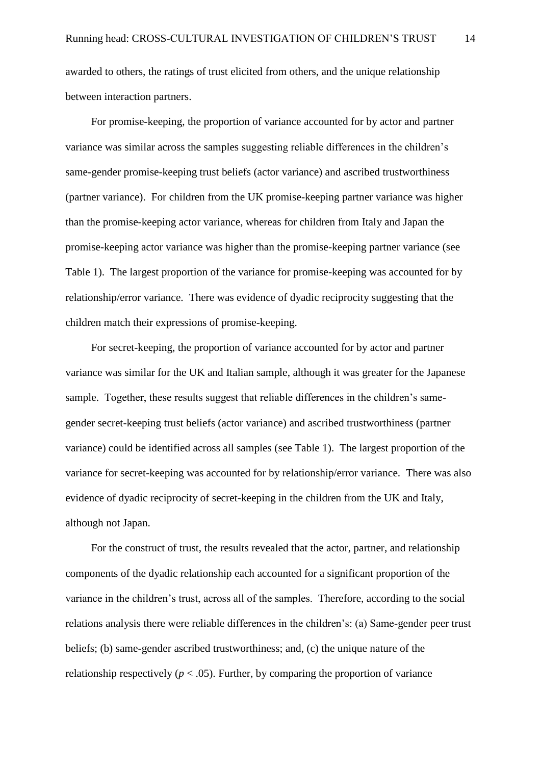awarded to others, the ratings of trust elicited from others, and the unique relationship between interaction partners.

For promise-keeping, the proportion of variance accounted for by actor and partner variance was similar across the samples suggesting reliable differences in the children's same-gender promise-keeping trust beliefs (actor variance) and ascribed trustworthiness (partner variance). For children from the UK promise-keeping partner variance was higher than the promise-keeping actor variance, whereas for children from Italy and Japan the promise-keeping actor variance was higher than the promise-keeping partner variance (see Table 1). The largest proportion of the variance for promise-keeping was accounted for by relationship/error variance. There was evidence of dyadic reciprocity suggesting that the children match their expressions of promise-keeping.

For secret-keeping, the proportion of variance accounted for by actor and partner variance was similar for the UK and Italian sample, although it was greater for the Japanese sample. Together, these results suggest that reliable differences in the children's same-gender secret-keeping trust beliefs (actor variance) and ascribed trustworthiness (partner variance) could be identified across all samples (see Table 1). The largest proportion of the variance for secret-keeping was accounted for by relationship/error variance. There was also evidence of dyadic reciprocity of secret-keeping in the children from the UK and Italy, although not Japan.

For the construct of trust, the results revealed that the actor, partner, and relationship components of the dyadic relationship each accounted for a significant proportion of the variance in the children's trust, across all of the samples. Therefore, according to the social relations analysis there were reliable differences in the children's: (a) Same-gender peer trust beliefs; (b) same-gender ascribed trustworthiness; and, (c) the unique nature of the relationship respectively ($p < .05$). Further, by comparing the proportion of variance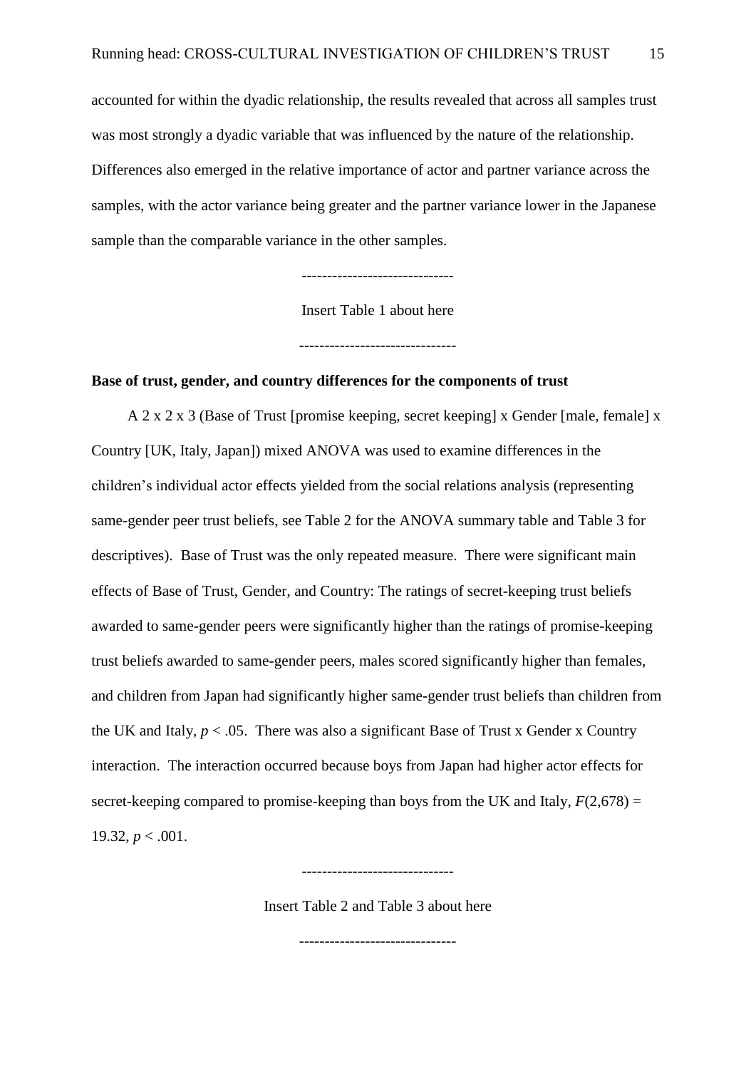accounted for within the dyadic relationship, the results revealed that across all samples trust was most strongly a dyadic variable that was influenced by the nature of the relationship. Differences also emerged in the relative importance of actor and partner variance across the samples, with the actor variance being greater and the partner variance lower in the Japanese sample than the comparable variance in the other samples.

-----------------------------

Insert Table 1 about here

------------------------------

**Base of trust, gender, and country differences for the components of trust**

A 2 x 2 x 3 (Base of Trust [promise keeping, secret keeping] x Gender [male, female] x Country [UK, Italy, Japan]) mixed ANOVA was used to examine differences in the children's individual actor effects yielded from the social relations analysis (representing same-gender peer trust beliefs, see Table 2 for the ANOVA summary table and Table 3 for descriptives). Base of Trust was the only repeated measure. There were significant main effects of Base of Trust, Gender, and Country: The ratings of secret-keeping trust beliefs awarded to same-gender peers were significantly higher than the ratings of promise-keeping trust beliefs awarded to same-gender peers, males scored significantly higher than females, and children from Japan had significantly higher same-gender trust beliefs than children from the UK and Italy, $p < .05$. There was also a significant Base of Trust x Gender x Country interaction. The interaction occurred because boys from Japan had higher actor effects for secret-keeping compared to promise-keeping than boys from the UK and Italy, $F(2,678) = 19.32$, $p < .001$.

-----------------------------

Insert Table 2 and Table 3 about here

------------------------------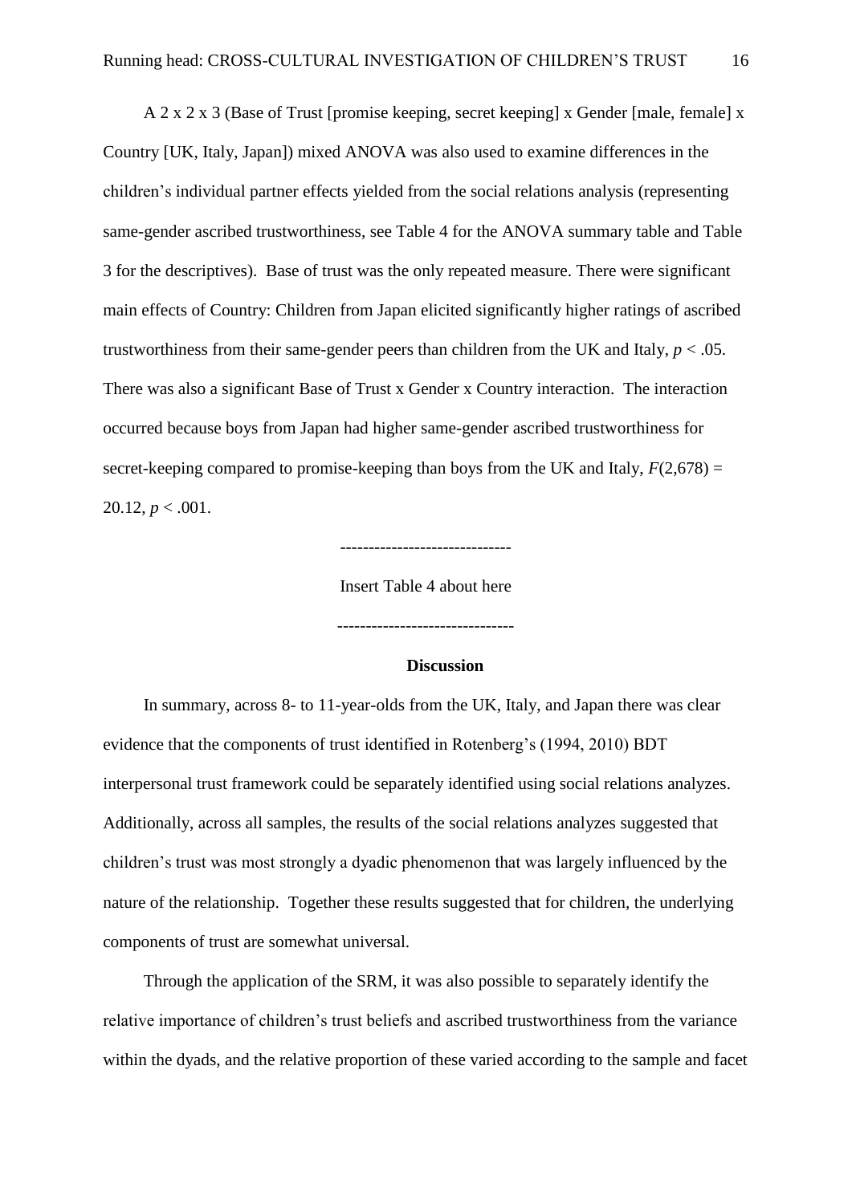A 2 x 2 x 3 (Base of Trust [promise keeping, secret keeping] x Gender [male, female] x Country [UK, Italy, Japan]) mixed ANOVA was also used to examine differences in the children's individual partner effects yielded from the social relations analysis (representing same-gender ascribed trustworthiness, see Table 4 for the ANOVA summary table and Table 3 for the descriptives). Base of trust was the only repeated measure. There were significant main effects of Country: Children from Japan elicited significantly higher ratings of ascribed trustworthiness from their same-gender peers than children from the UK and Italy, $p < .05$. There was also a significant Base of Trust x Gender x Country interaction. The interaction occurred because boys from Japan had higher same-gender ascribed trustworthiness for secret-keeping compared to promise-keeping than boys from the UK and Italy, $F(2,678) = 20.12$, $p < .001$.

------------------------------

Insert Table 4 about here

-------------------------------

## Discussion

In summary, across 8- to 11-year-olds from the UK, Italy, and Japan there was clear evidence that the components of trust identified in Rotenberg's (1994, 2010) BDT interpersonal trust framework could be separately identified using social relations analyzes. Additionally, across all samples, the results of the social relations analyzes suggested that children's trust was most strongly a dyadic phenomenon that was largely influenced by the nature of the relationship. Together these results suggested that for children, the underlying components of trust are somewhat universal.

Through the application of the SRM, it was also possible to separately identify the relative importance of children's trust beliefs and ascribed trustworthiness from the variance within the dyads, and the relative proportion of these varied according to the sample and facet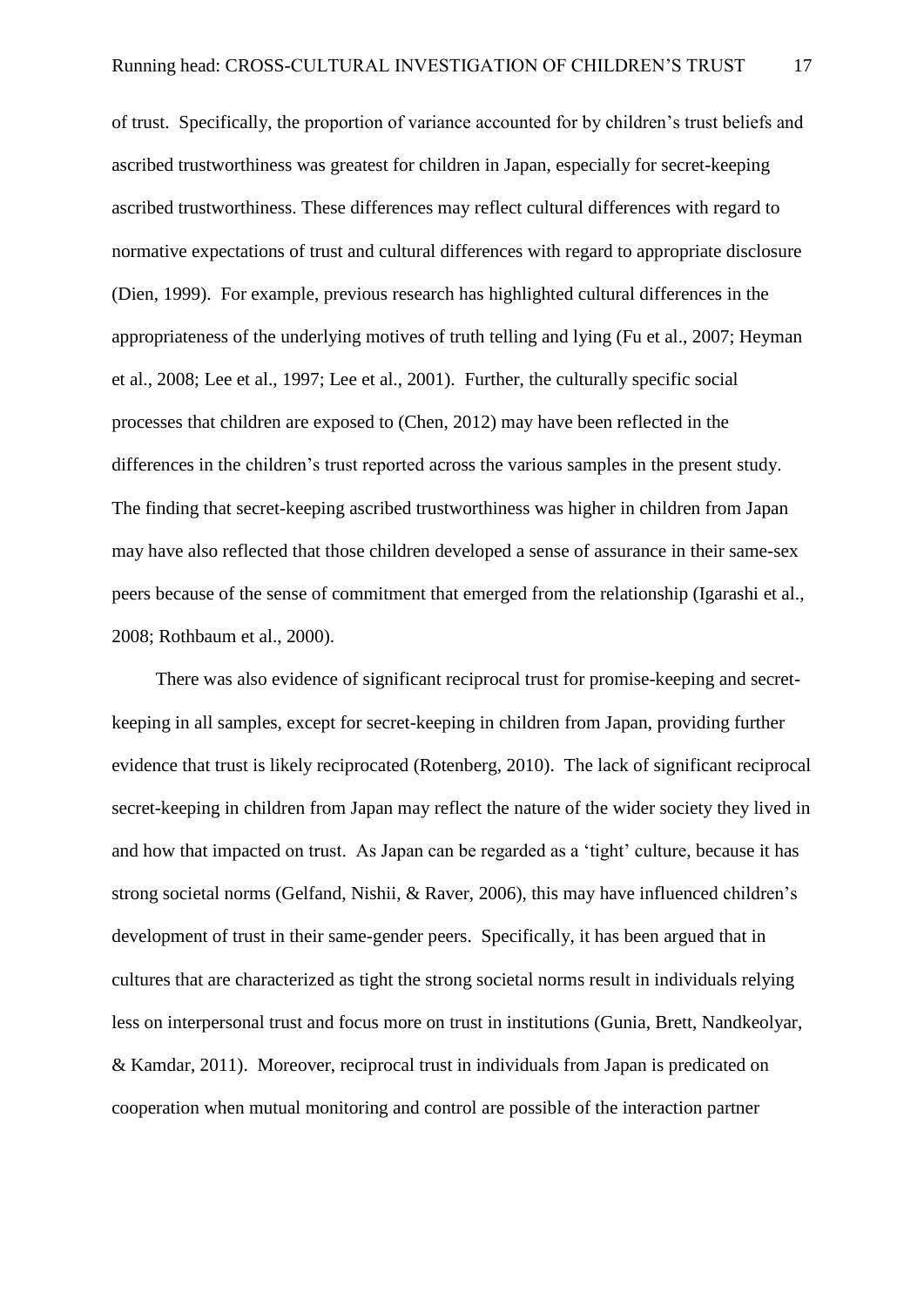of trust. Specifically, the proportion of variance accounted for by children's trust beliefs and ascribed trustworthiness was greatest for children in Japan, especially for secret-keeping ascribed trustworthiness. These differences may reflect cultural differences with regard to normative expectations of trust and cultural differences with regard to appropriate disclosure (Dien, 1999). For example, previous research has highlighted cultural differences in the appropriateness of the underlying motives of truth telling and lying (Fu et al., 2007; Heyman et al., 2008; Lee et al., 1997; Lee et al., 2001). Further, the culturally specific social processes that children are exposed to (Chen, 2012) may have been reflected in the differences in the children's trust reported across the various samples in the present study. The finding that secret-keeping ascribed trustworthiness was higher in children from Japan may have also reflected that those children developed a sense of assurance in their same-sex peers because of the sense of commitment that emerged from the relationship (Igarashi et al., 2008; Rothbaum et al., 2000).

There was also evidence of significant reciprocal trust for promise-keeping and secret-keeping in all samples, except for secret-keeping in children from Japan, providing further evidence that trust is likely reciprocated (Rotenberg, 2010). The lack of significant reciprocal secret-keeping in children from Japan may reflect the nature of the wider society they lived in and how that impacted on trust. As Japan can be regarded as a 'tight' culture, because it has strong societal norms (Gelfand, Nishii, & Raver, 2006), this may have influenced children's development of trust in their same-gender peers. Specifically, it has been argued that in cultures that are characterized as tight the strong societal norms result in individuals relying less on interpersonal trust and focus more on trust in institutions (Gunia, Brett, Nandkeolyar, & Kamdar, 2011). Moreover, reciprocal trust in individuals from Japan is predicated on cooperation when mutual monitoring and control are possible of the interaction partner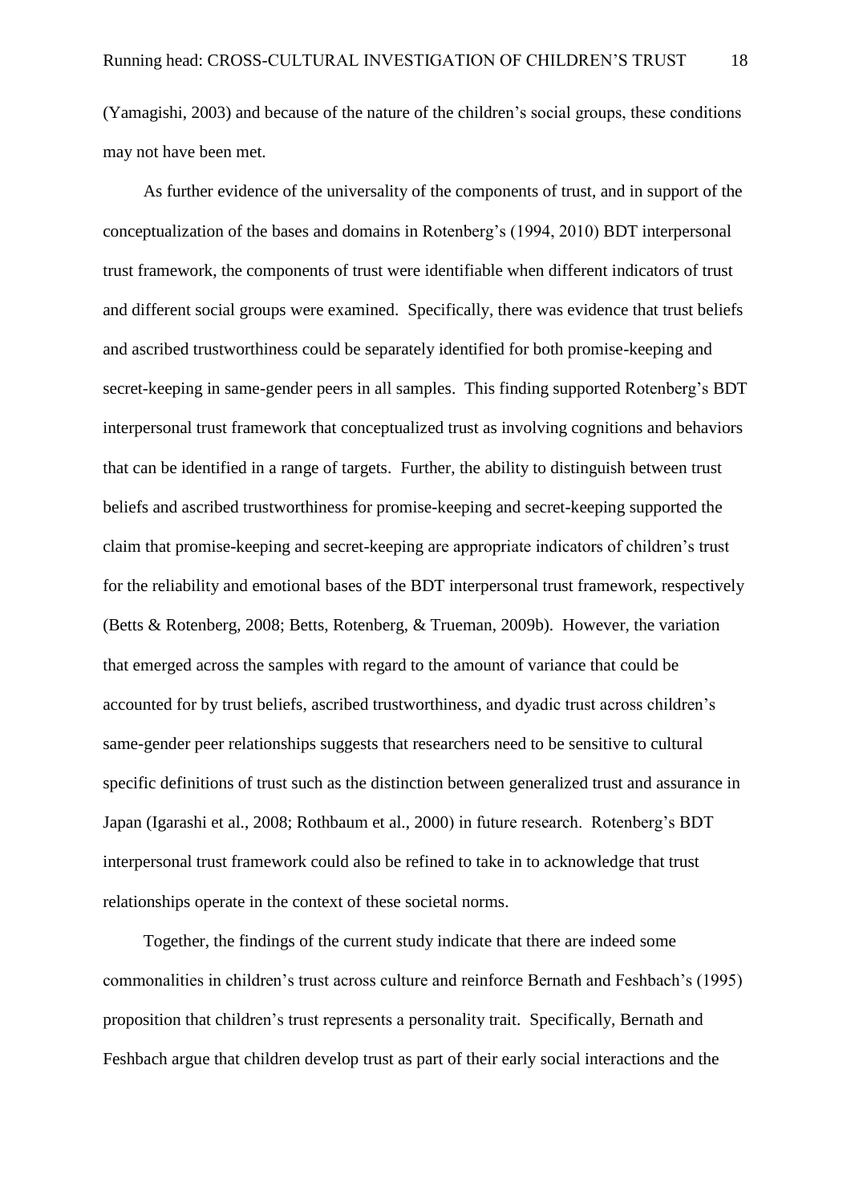(Yamagishi, 2003) and because of the nature of the children's social groups, these conditions may not have been met.

As further evidence of the universality of the components of trust, and in support of the conceptualization of the bases and domains in Rotenberg's (1994, 2010) BDT interpersonal trust framework, the components of trust were identifiable when different indicators of trust and different social groups were examined. Specifically, there was evidence that trust beliefs and ascribed trustworthiness could be separately identified for both promise-keeping and secret-keeping in same-gender peers in all samples. This finding supported Rotenberg's BDT interpersonal trust framework that conceptualized trust as involving cognitions and behaviors that can be identified in a range of targets. Further, the ability to distinguish between trust beliefs and ascribed trustworthiness for promise-keeping and secret-keeping supported the claim that promise-keeping and secret-keeping are appropriate indicators of children's trust for the reliability and emotional bases of the BDT interpersonal trust framework, respectively (Betts & Rotenberg, 2008; Betts, Rotenberg, & Trueman, 2009b). However, the variation that emerged across the samples with regard to the amount of variance that could be accounted for by trust beliefs, ascribed trustworthiness, and dyadic trust across children's same-gender peer relationships suggests that researchers need to be sensitive to cultural specific definitions of trust such as the distinction between generalized trust and assurance in Japan (Igarashi et al., 2008; Rothbaum et al., 2000) in future research. Rotenberg's BDT interpersonal trust framework could also be refined to take in to acknowledge that trust relationships operate in the context of these societal norms.

Together, the findings of the current study indicate that there are indeed some commonalities in children's trust across culture and reinforce Bernath and Feshbach's (1995) proposition that children's trust represents a personality trait. Specifically, Bernath and Feshbach argue that children develop trust as part of their early social interactions and the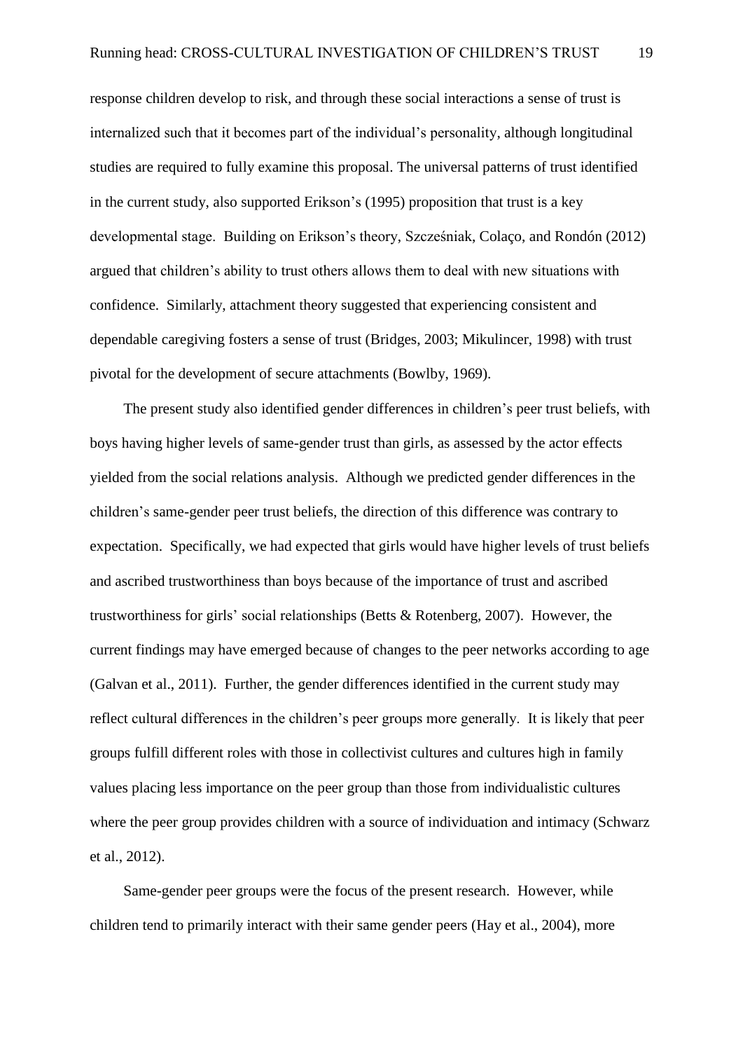response children develop to risk, and through these social interactions a sense of trust is internalized such that it becomes part of the individual's personality, although longitudinal studies are required to fully examine this proposal. The universal patterns of trust identified in the current study, also supported Erikson's (1995) proposition that trust is a key developmental stage. Building on Erikson's theory, Szcześniak, Colaço, and Rondón (2012) argued that children's ability to trust others allows them to deal with new situations with confidence. Similarly, attachment theory suggested that experiencing consistent and dependable caregiving fosters a sense of trust (Bridges, 2003; Mikulincer, 1998) with trust pivotal for the development of secure attachments (Bowlby, 1969).

The present study also identified gender differences in children's peer trust beliefs, with boys having higher levels of same-gender trust than girls, as assessed by the actor effects yielded from the social relations analysis. Although we predicted gender differences in the children's same-gender peer trust beliefs, the direction of this difference was contrary to expectation. Specifically, we had expected that girls would have higher levels of trust beliefs and ascribed trustworthiness than boys because of the importance of trust and ascribed trustworthiness for girls' social relationships (Betts & Rotenberg, 2007). However, the current findings may have emerged because of changes to the peer networks according to age (Galvan et al., 2011). Further, the gender differences identified in the current study may reflect cultural differences in the children's peer groups more generally. It is likely that peer groups fulfill different roles with those in collectivist cultures and cultures high in family values placing less importance on the peer group than those from individualistic cultures where the peer group provides children with a source of individuation and intimacy (Schwarz et al., 2012).

Same-gender peer groups were the focus of the present research. However, while children tend to primarily interact with their same gender peers (Hay et al., 2004), more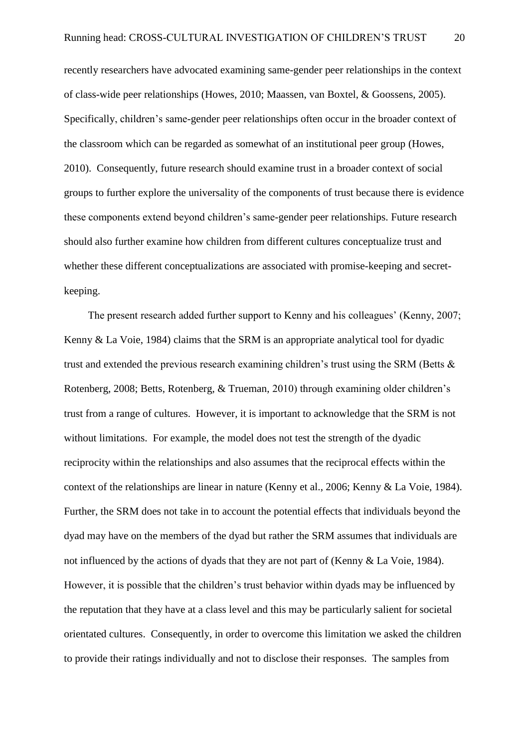recently researchers have advocated examining same-gender peer relationships in the context of class-wide peer relationships (Howes, 2010; Maassen, van Boxtel, & Goossens, 2005). Specifically, children's same-gender peer relationships often occur in the broader context of the classroom which can be regarded as somewhat of an institutional peer group (Howes, 2010). Consequently, future research should examine trust in a broader context of social groups to further explore the universality of the components of trust because there is evidence these components extend beyond children's same-gender peer relationships. Future research should also further examine how children from different cultures conceptualize trust and whether these different conceptualizations are associated with promise-keeping and secret-keeping.

The present research added further support to Kenny and his colleagues' (Kenny, 2007; Kenny & La Voie, 1984) claims that the SRM is an appropriate analytical tool for dyadic trust and extended the previous research examining children's trust using the SRM (Betts & Rotenberg, 2008; Betts, Rotenberg, & Trueman, 2010) through examining older children's trust from a range of cultures. However, it is important to acknowledge that the SRM is not without limitations. For example, the model does not test the strength of the dyadic reciprocity within the relationships and also assumes that the reciprocal effects within the context of the relationships are linear in nature (Kenny et al., 2006; Kenny & La Voie, 1984). Further, the SRM does not take in to account the potential effects that individuals beyond the dyad may have on the members of the dyad but rather the SRM assumes that individuals are not influenced by the actions of dyads that they are not part of (Kenny & La Voie, 1984). However, it is possible that the children's trust behavior within dyads may be influenced by the reputation that they have at a class level and this may be particularly salient for societal orientated cultures. Consequently, in order to overcome this limitation we asked the children to provide their ratings individually and not to disclose their responses. The samples from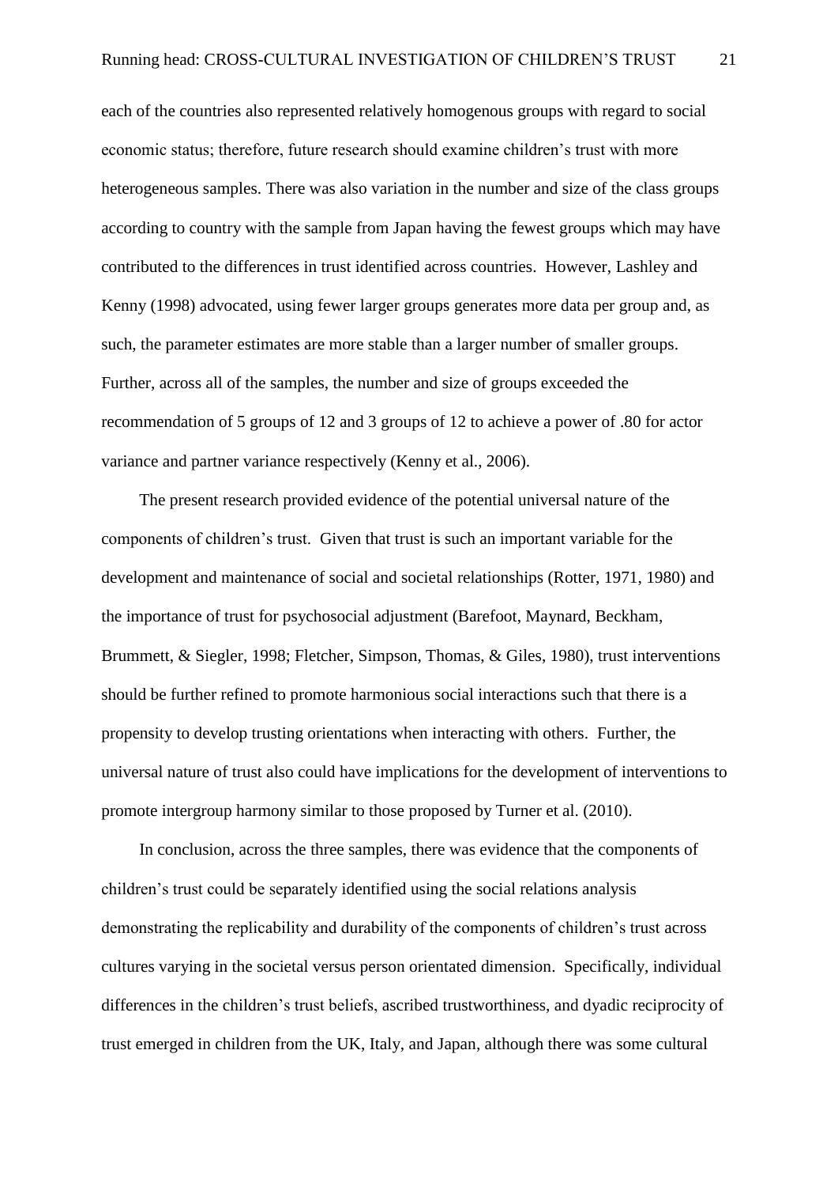each of the countries also represented relatively homogenous groups with regard to social economic status; therefore, future research should examine children's trust with more heterogeneous samples. There was also variation in the number and size of the class groups according to country with the sample from Japan having the fewest groups which may have contributed to the differences in trust identified across countries. However, Lashley and Kenny (1998) advocated, using fewer larger groups generates more data per group and, as such, the parameter estimates are more stable than a larger number of smaller groups. Further, across all of the samples, the number and size of groups exceeded the recommendation of 5 groups of 12 and 3 groups of 12 to achieve a power of .80 for actor variance and partner variance respectively (Kenny et al., 2006).

The present research provided evidence of the potential universal nature of the components of children's trust. Given that trust is such an important variable for the development and maintenance of social and societal relationships (Rotter, 1971, 1980) and the importance of trust for psychosocial adjustment (Barefoot, Maynard, Beckham, Brummett, & Siegler, 1998; Fletcher, Simpson, Thomas, & Giles, 1980), trust interventions should be further refined to promote harmonious social interactions such that there is a propensity to develop trusting orientations when interacting with others. Further, the universal nature of trust also could have implications for the development of interventions to promote intergroup harmony similar to those proposed by Turner et al. (2010).

In conclusion, across the three samples, there was evidence that the components of children's trust could be separately identified using the social relations analysis demonstrating the replicability and durability of the components of children's trust across cultures varying in the societal versus person orientated dimension. Specifically, individual differences in the children's trust beliefs, ascribed trustworthiness, and dyadic reciprocity of trust emerged in children from the UK, Italy, and Japan, although there was some cultural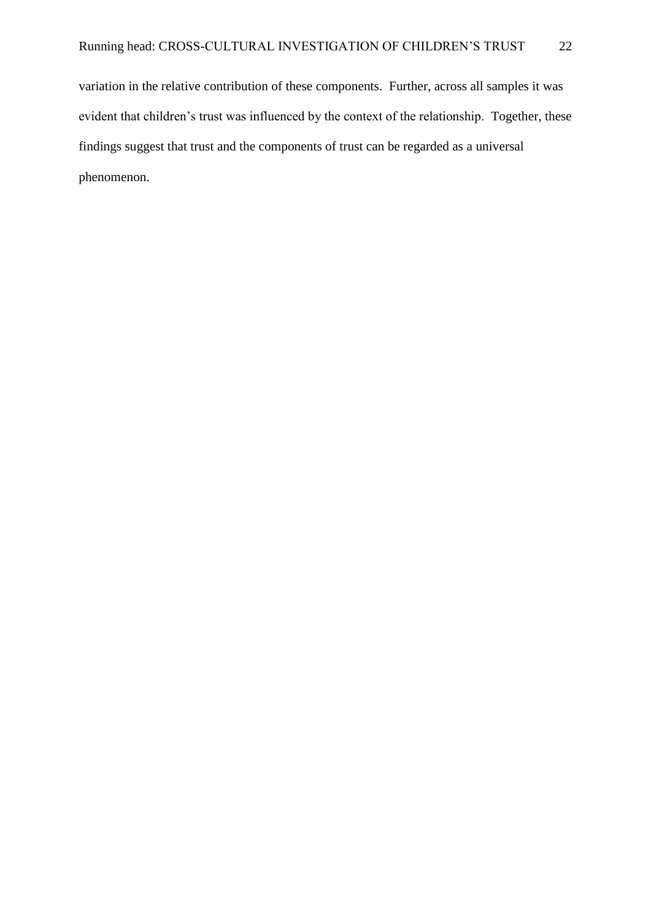variation in the relative contribution of these components. Further, across all samples it was evident that children's trust was influenced by the context of the relationship. Together, these findings suggest that trust and the components of trust can be regarded as a universal phenomenon.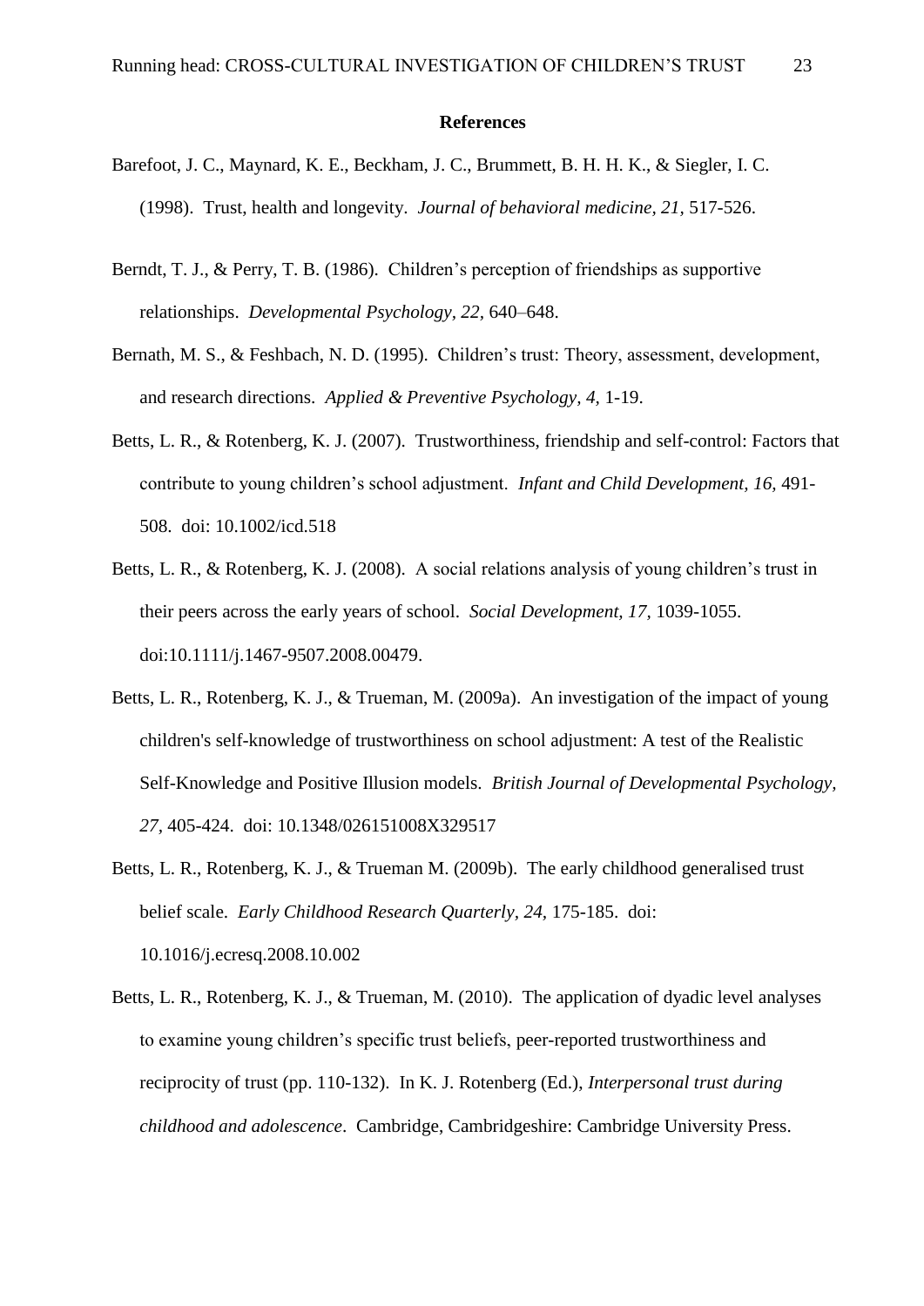**References**

Barefoot, J. C., Maynard, K. E., Beckham, J. C., Brummett, B. H. H. K., & Siegler, I. C. (1998). Trust, health and longevity. *Journal of behavioral medicine, 21,* 517-526.

Berndt, T. J., & Perry, T. B. (1986). Children's perception of friendships as supportive relationships. *Developmental Psychology, 22,* 640–648.

Bernath, M. S., & Feshbach, N. D. (1995). Children's trust: Theory, assessment, development, and research directions. *Applied & Preventive Psychology, 4,* 1-19.

Betts, L. R., & Rotenberg, K. J. (2007). Trustworthiness, friendship and self-control: Factors that contribute to young children's school adjustment. *Infant and Child Development, 16,* 491-508. doi: 10.1002/icd.518

Betts, L. R., & Rotenberg, K. J. (2008). A social relations analysis of young children's trust in their peers across the early years of school. *Social Development, 17,* 1039-1055. doi:10.1111/j.1467-9507.2008.00479.

Betts, L. R., Rotenberg, K. J., & Trueman, M. (2009a). An investigation of the impact of young children's self-knowledge of trustworthiness on school adjustment: A test of the Realistic Self-Knowledge and Positive Illusion models. *British Journal of Developmental Psychology, 27,* 405-424. doi: 10.1348/026151008X329517

Betts, L. R., Rotenberg, K. J., & Trueman M. (2009b). The early childhood generalised trust belief scale. *Early Childhood Research Quarterly, 24,* 175-185. doi: 10.1016/j.ecresq.2008.10.002

Betts, L. R., Rotenberg, K. J., & Trueman, M. (2010). The application of dyadic level analyses to examine young children's specific trust beliefs, peer-reported trustworthiness and reciprocity of trust (pp. 110-132). In K. J. Rotenberg (Ed.), *Interpersonal trust during childhood and adolescence*. Cambridge, Cambridgeshire: Cambridge University Press.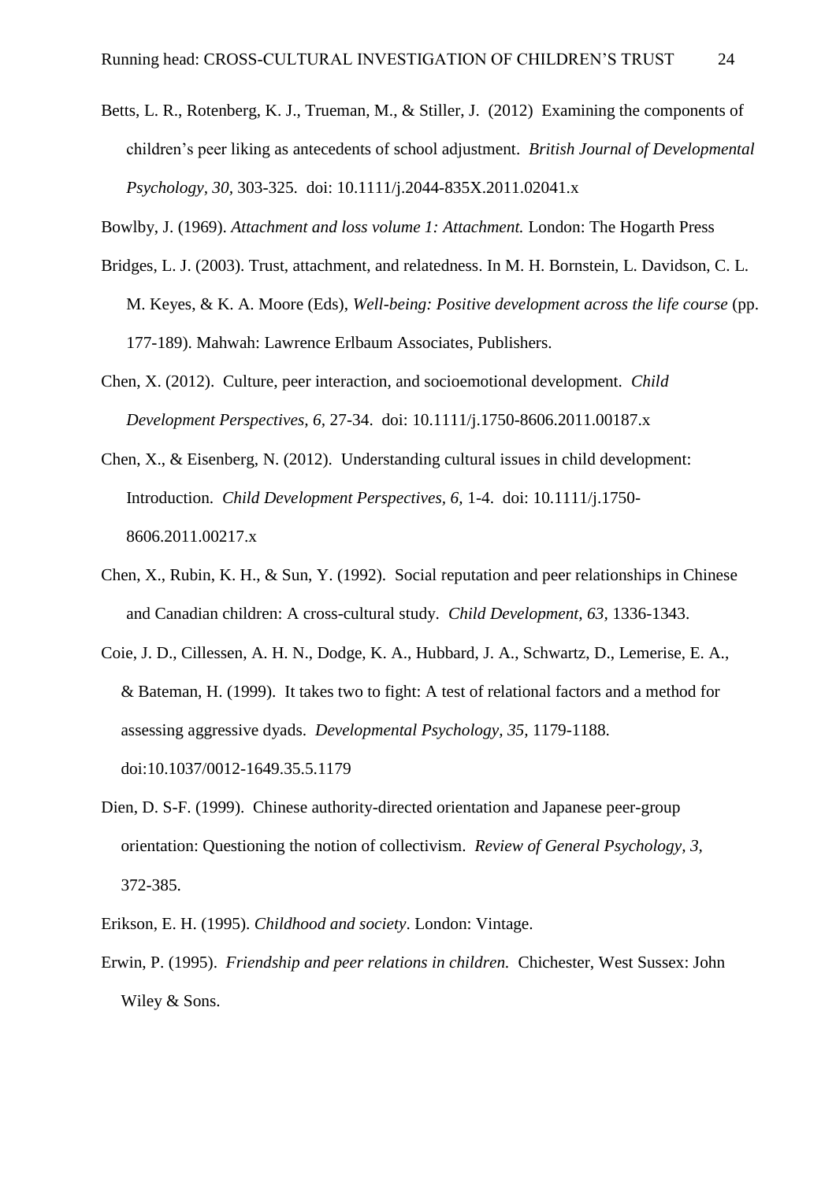Betts, L. R., Rotenberg, K. J., Trueman, M., & Stiller, J. (2012) Examining the components of children's peer liking as antecedents of school adjustment. *British Journal of Developmental Psychology, 30,* 303-325. doi: 10.1111/j.2044-835X.2011.02041.x

Bowlby, J. (1969). *Attachment and loss volume 1: Attachment.* London: The Hogarth Press

Bridges, L. J. (2003). Trust, attachment, and relatedness. In M. H. Bornstein, L. Davidson, C. L. M. Keyes, & K. A. Moore (Eds), *Well-being: Positive development across the life course* (pp. 177-189). Mahwah: Lawrence Erlbaum Associates, Publishers.

Chen, X. (2012). Culture, peer interaction, and socioemotional development. *Child Development Perspectives, 6,* 27-34. doi: 10.1111/j.1750-8606.2011.00187.x

Chen, X., & Eisenberg, N. (2012). Understanding cultural issues in child development: Introduction. *Child Development Perspectives, 6,* 1-4. doi: 10.1111/j.1750-8606.2011.00217.x

Chen, X., Rubin, K. H., & Sun, Y. (1992). Social reputation and peer relationships in Chinese and Canadian children: A cross-cultural study. *Child Development, 63,* 1336-1343.

Coie, J. D., Cillessen, A. H. N., Dodge, K. A., Hubbard, J. A., Schwartz, D., Lemerise, E. A., & Bateman, H. (1999). It takes two to fight: A test of relational factors and a method for assessing aggressive dyads. *Developmental Psychology, 35,* 1179-1188. doi:10.1037/0012-1649.35.5.1179

Dien, D. S-F. (1999). Chinese authority-directed orientation and Japanese peer-group orientation: Questioning the notion of collectivism. *Review of General Psychology, 3,* 372-385.

Erikson, E. H. (1995). *Childhood and society*. London: Vintage.

Erwin, P. (1995). *Friendship and peer relations in children.* Chichester, West Sussex: John Wiley & Sons.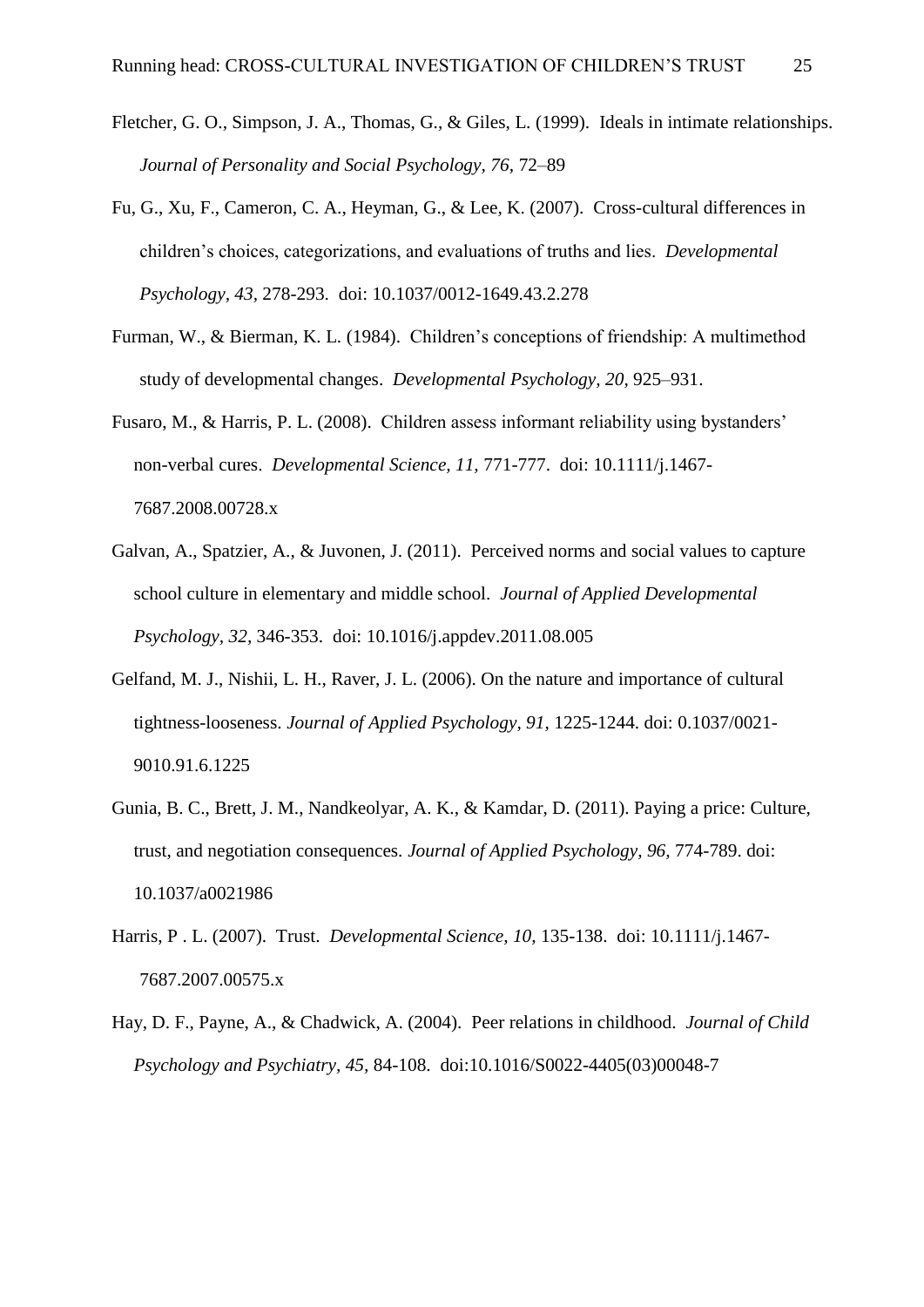Fletcher, G. O., Simpson, J. A., Thomas, G., & Giles, L. (1999). Ideals in intimate relationships. *Journal of Personality and Social Psychology, 76*, 72–89

Fu, G., Xu, F., Cameron, C. A., Heyman, G., & Lee, K. (2007). Cross-cultural differences in children's choices, categorizations, and evaluations of truths and lies. *Developmental Psychology, 43*, 278-293. doi: 10.1037/0012-1649.43.2.278

Furman, W., & Bierman, K. L. (1984). Children's conceptions of friendship: A multimethod study of developmental changes. *Developmental Psychology, 20,* 925–931.

Fusaro, M., & Harris, P. L. (2008). Children assess informant reliability using bystanders' non-verbal cures. *Developmental Science, 11,* 771-777. doi: 10.1111/j.1467-7687.2008.00728.x

Galvan, A., Spatzier, A., & Juvonen, J. (2011). Perceived norms and social values to capture school culture in elementary and middle school. *Journal of Applied Developmental Psychology, 32,* 346-353. doi: 10.1016/j.appdev.2011.08.005

Gelfand, M. J., Nishii, L. H., Raver, J. L. (2006). On the nature and importance of cultural tightness-looseness. *Journal of Applied Psychology, 91,* 1225-1244. doi: 0.1037/0021-9010.91.6.1225

Gunia, B. C., Brett, J. M., Nandkeolyar, A. K., & Kamdar, D. (2011). Paying a price: Culture, trust, and negotiation consequences. *Journal of Applied Psychology, 96,* 774-789. doi: 10.1037/a0021986

Harris, P . L. (2007). Trust. *Developmental Science, 10,* 135-138. doi: 10.1111/j.1467-7687.2007.00575.x

Hay, D. F., Payne, A., & Chadwick, A. (2004). Peer relations in childhood. *Journal of Child Psychology and Psychiatry, 45,* 84-108. doi:10.1016/S0022-4405(03)00048-7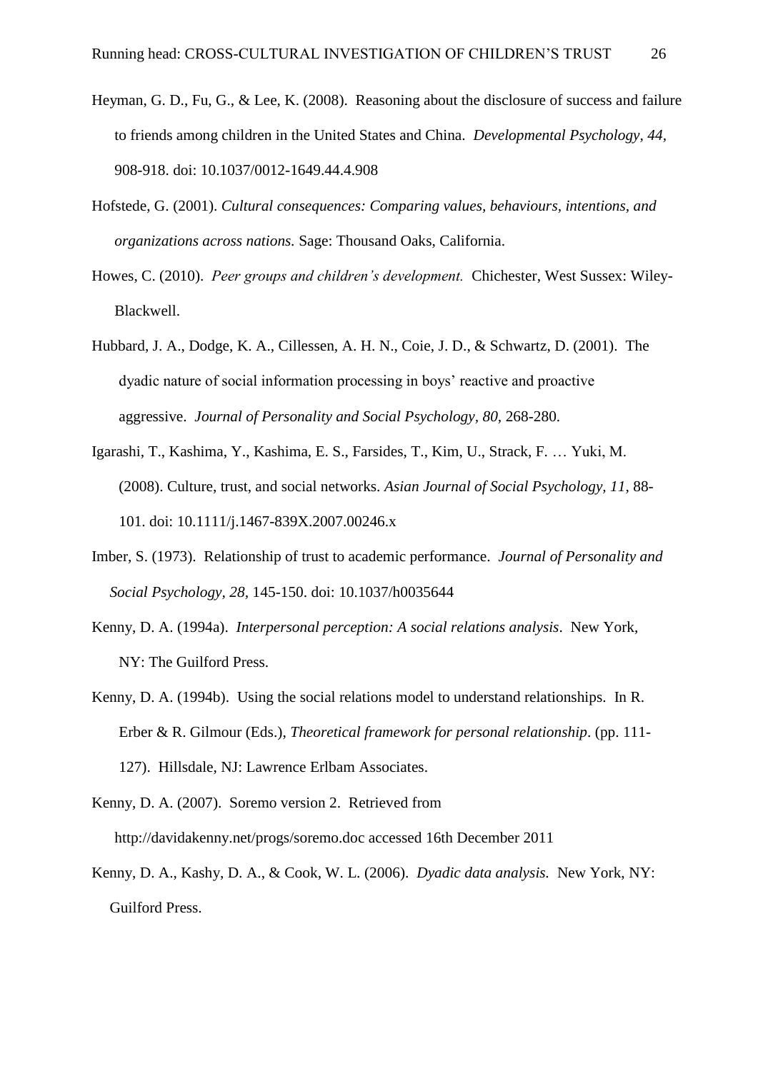Heyman, G. D., Fu, G., & Lee, K. (2008). Reasoning about the disclosure of success and failure to friends among children in the United States and China. *Developmental Psychology, 44,* 908-918. doi: 10.1037/0012-1649.44.4.908

Hofstede, G. (2001). *Cultural consequences: Comparing values, behaviours, intentions, and organizations across nations.* Sage: Thousand Oaks, California.

Howes, C. (2010). *Peer groups and children's development.* Chichester, West Sussex: Wiley-Blackwell.

Hubbard, J. A., Dodge, K. A., Cillessen, A. H. N., Coie, J. D., & Schwartz, D. (2001). The dyadic nature of social information processing in boys' reactive and proactive aggressive. *Journal of Personality and Social Psychology, 80,* 268-280.

Igarashi, T., Kashima, Y., Kashima, E. S., Farsides, T., Kim, U., Strack, F. … Yuki, M. (2008). Culture, trust, and social networks. *Asian Journal of Social Psychology, 11,* 88-101. doi: 10.1111/j.1467-839X.2007.00246.x

Imber, S. (1973). Relationship of trust to academic performance. *Journal of Personality and Social Psychology, 28,* 145-150. doi: 10.1037/h0035644

Kenny, D. A. (1994a). *Interpersonal perception: A social relations analysis*. New York, NY: The Guilford Press.

Kenny, D. A. (1994b). Using the social relations model to understand relationships. In R. Erber & R. Gilmour (Eds.), *Theoretical framework for personal relationship*. (pp. 111-127). Hillsdale, NJ: Lawrence Erlbam Associates.

Kenny, D. A. (2007). Soremo version 2. Retrieved from http://davidakenny.net/progs/soremo.doc accessed 16th December 2011

Kenny, D. A., Kashy, D. A., & Cook, W. L. (2006). *Dyadic data analysis.* New York, NY: Guilford Press.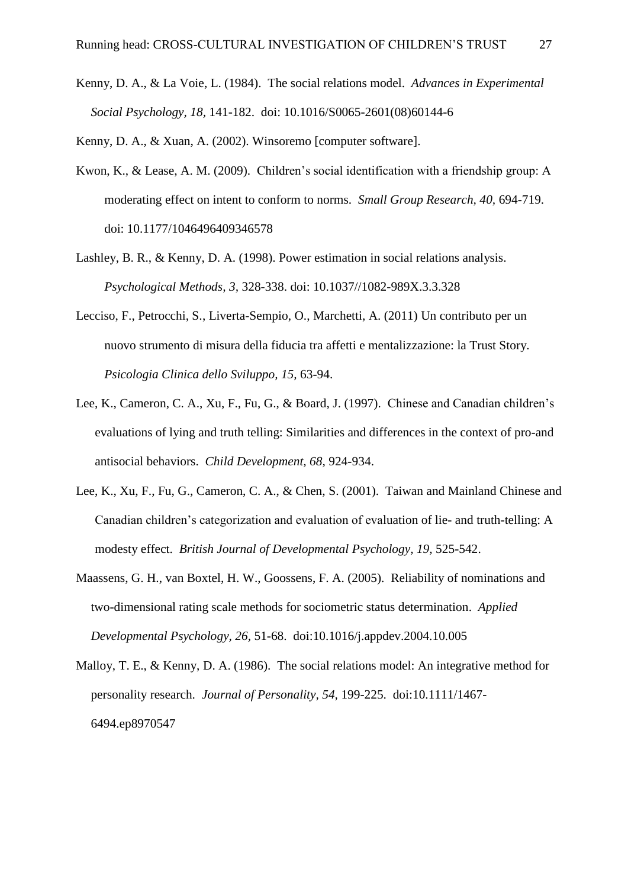Kenny, D. A., & La Voie, L. (1984). The social relations model. *Advances in Experimental Social Psychology, 18,* 141-182. doi: 10.1016/S0065-2601(08)60144-6

Kenny, D. A., & Xuan, A. (2002). Winsoremo [computer software].

Kwon, K., & Lease, A. M. (2009). Children's social identification with a friendship group: A moderating effect on intent to conform to norms. *Small Group Research, 40,* 694-719. doi: 10.1177/1046496409346578

Lashley, B. R., & Kenny, D. A. (1998). Power estimation in social relations analysis. *Psychological Methods, 3,* 328-338. doi: 10.1037//1082-989X.3.3.328

Lecciso, F., Petrocchi, S., Liverta-Sempio, O., Marchetti, A. (2011) Un contributo per un nuovo strumento di misura della fiducia tra affetti e mentalizzazione: la Trust Story. *Psicologia Clinica dello Sviluppo, 15,* 63-94.

Lee, K., Cameron, C. A., Xu, F., Fu, G., & Board, J. (1997). Chinese and Canadian children's evaluations of lying and truth telling: Similarities and differences in the context of pro-and antisocial behaviors. *Child Development, 68,* 924-934.

Lee, K., Xu, F., Fu, G., Cameron, C. A., & Chen, S. (2001). Taiwan and Mainland Chinese and Canadian children's categorization and evaluation of evaluation of lie- and truth-telling: A modesty effect. *British Journal of Developmental Psychology, 19,* 525-542.

Maassens, G. H., van Boxtel, H. W., Goossens, F. A. (2005). Reliability of nominations and two-dimensional rating scale methods for sociometric status determination. *Applied Developmental Psychology, 26,* 51-68. doi:10.1016/j.appdev.2004.10.005

Malloy, T. E., & Kenny, D. A. (1986). The social relations model: An integrative method for personality research. *Journal of Personality, 54,* 199-225. doi:10.1111/1467-6494.ep8970547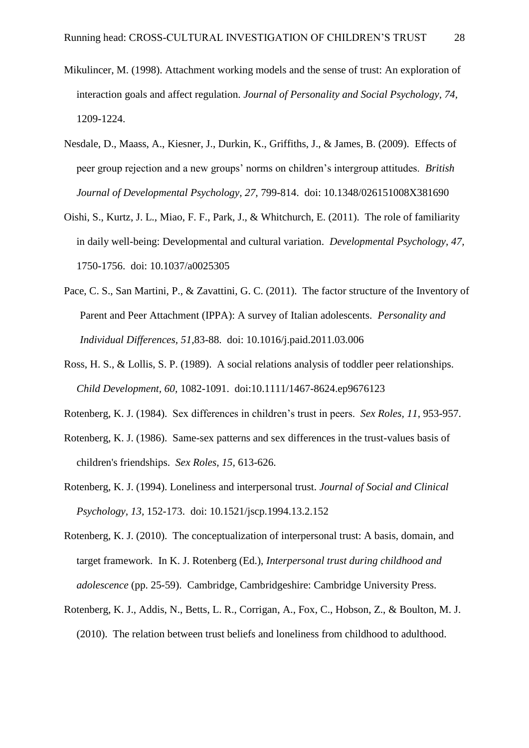Mikulincer, M. (1998). Attachment working models and the sense of trust: An exploration of interaction goals and affect regulation. *Journal of Personality and Social Psychology, 74,* 1209-1224.

Nesdale, D., Maass, A., Kiesner, J., Durkin, K., Griffiths, J., & James, B. (2009). Effects of peer group rejection and a new groups' norms on children's intergroup attitudes. *British Journal of Developmental Psychology, 27,* 799-814. doi: 10.1348/026151008X381690

Oishi, S., Kurtz, J. L., Miao, F. F., Park, J., & Whitchurch, E. (2011). The role of familiarity in daily well-being: Developmental and cultural variation. *Developmental Psychology, 47,* 1750-1756. doi: 10.1037/a0025305

Pace, C. S., San Martini, P., & Zavattini, G. C. (2011). The factor structure of the Inventory of Parent and Peer Attachment (IPPA): A survey of Italian adolescents. *Personality and Individual Differences, 51,*83-88. doi: 10.1016/j.paid.2011.03.006

Ross, H. S., & Lollis, S. P. (1989). A social relations analysis of toddler peer relationships. *Child Development, 60,* 1082-1091. doi:10.1111/1467-8624.ep9676123

Rotenberg, K. J. (1984). Sex differences in children's trust in peers. *Sex Roles, 11,* 953-957.

Rotenberg, K. J. (1986). Same-sex patterns and sex differences in the trust-values basis of children's friendships. *Sex Roles, 15,* 613-626.

Rotenberg, K. J. (1994). Loneliness and interpersonal trust. *Journal of Social and Clinical Psychology, 13,* 152-173. doi: 10.1521/jscp.1994.13.2.152

Rotenberg, K. J. (2010). The conceptualization of interpersonal trust: A basis, domain, and target framework. In K. J. Rotenberg (Ed.), *Interpersonal trust during childhood and adolescence* (pp. 25-59). Cambridge, Cambridgeshire: Cambridge University Press.

Rotenberg, K. J., Addis, N., Betts, L. R., Corrigan, A., Fox, C., Hobson, Z., & Boulton, M. J. (2010). The relation between trust beliefs and loneliness from childhood to adulthood.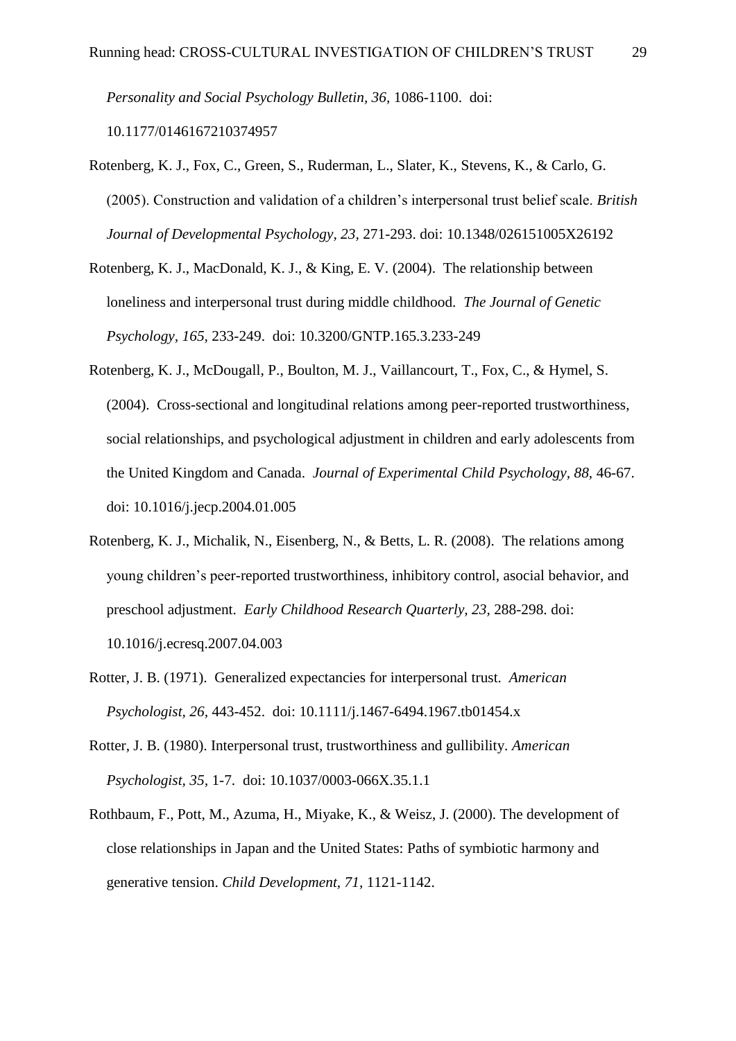*Personality and Social Psychology Bulletin, 36,* 1086-1100. doi: 10.1177/0146167210374957

Rotenberg, K. J., Fox, C., Green, S., Ruderman, L., Slater, K., Stevens, K., & Carlo, G. (2005). Construction and validation of a children's interpersonal trust belief scale. *British Journal of Developmental Psychology, 23,* 271-293. doi: 10.1348/026151005X26192

Rotenberg, K. J., MacDonald, K. J., & King, E. V. (2004). The relationship between loneliness and interpersonal trust during middle childhood. *The Journal of Genetic Psychology, 165,* 233-249. doi: 10.3200/GNTP.165.3.233-249

Rotenberg, K. J., McDougall, P., Boulton, M. J., Vaillancourt, T., Fox, C., & Hymel, S. (2004). Cross-sectional and longitudinal relations among peer-reported trustworthiness, social relationships, and psychological adjustment in children and early adolescents from the United Kingdom and Canada. *Journal of Experimental Child Psychology, 88,* 46-67. doi: 10.1016/j.jecp.2004.01.005

Rotenberg, K. J., Michalik, N., Eisenberg, N., & Betts, L. R. (2008). The relations among young children's peer-reported trustworthiness, inhibitory control, asocial behavior, and preschool adjustment. *Early Childhood Research Quarterly, 23,* 288-298. doi: 10.1016/j.ecresq.2007.04.003

Rotter, J. B. (1971). Generalized expectancies for interpersonal trust. *American Psychologist, 26,* 443-452. doi: 10.1111/j.1467-6494.1967.tb01454.x

Rotter, J. B. (1980). Interpersonal trust, trustworthiness and gullibility. *American Psychologist, 35,* 1-7. doi: 10.1037/0003-066X.35.1.1

Rothbaum, F., Pott, M., Azuma, H., Miyake, K., & Weisz, J. (2000). The development of close relationships in Japan and the United States: Paths of symbiotic harmony and generative tension. *Child Development, 71,* 1121-1142.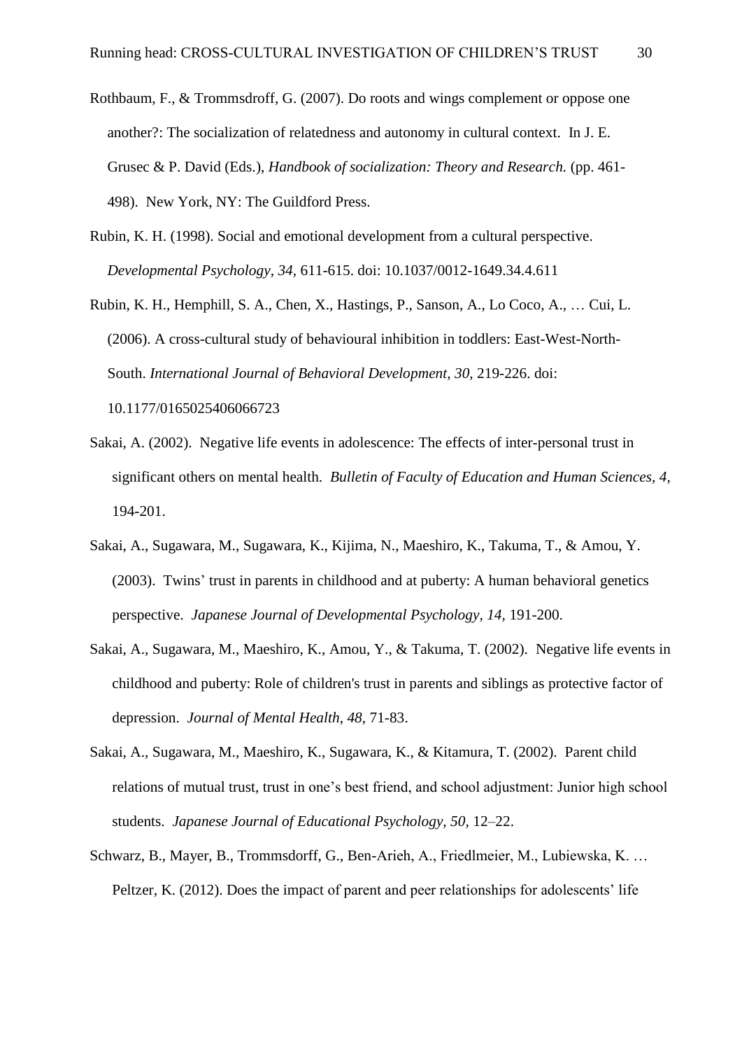Rothbaum, F., & Trommsdroff, G. (2007). Do roots and wings complement or oppose one another?: The socialization of relatedness and autonomy in cultural context. In J. E. Grusec & P. David (Eds.), *Handbook of socialization: Theory and Research.* (pp. 461-498). New York, NY: The Guildford Press.

Rubin, K. H. (1998). Social and emotional development from a cultural perspective. *Developmental Psychology, 34,* 611-615. doi: 10.1037/0012-1649.34.4.611

Rubin, K. H., Hemphill, S. A., Chen, X., Hastings, P., Sanson, A., Lo Coco, A., … Cui, L. (2006). A cross-cultural study of behavioural inhibition in toddlers: East-West-North-South. *International Journal of Behavioral Development, 30,* 219-226. doi: 10.1177/0165025406066723

Sakai, A. (2002). Negative life events in adolescence: The effects of inter-personal trust in significant others on mental health. *Bulletin of Faculty of Education and Human Sciences, 4,* 194-201.

Sakai, A., Sugawara, M., Sugawara, K., Kijima, N., Maeshiro, K., Takuma, T., & Amou, Y. (2003). Twins' trust in parents in childhood and at puberty: A human behavioral genetics perspective. *Japanese Journal of Developmental Psychology, 14,* 191-200.

Sakai, A., Sugawara, M., Maeshiro, K., Amou, Y., & Takuma, T. (2002). Negative life events in childhood and puberty: Role of children's trust in parents and siblings as protective factor of depression. *Journal of Mental Health*, *48*, 71-83.

Sakai, A., Sugawara, M., Maeshiro, K., Sugawara, K., & Kitamura, T. (2002). Parent child relations of mutual trust, trust in one's best friend, and school adjustment: Junior high school students. *Japanese Journal of Educational Psychology, 50,* 12–22.

Schwarz, B., Mayer, B., Trommsdorff, G., Ben-Arieh, A., Friedlmeier, M., Lubiewska, K. … Peltzer, K. (2012). Does the impact of parent and peer relationships for adolescents' life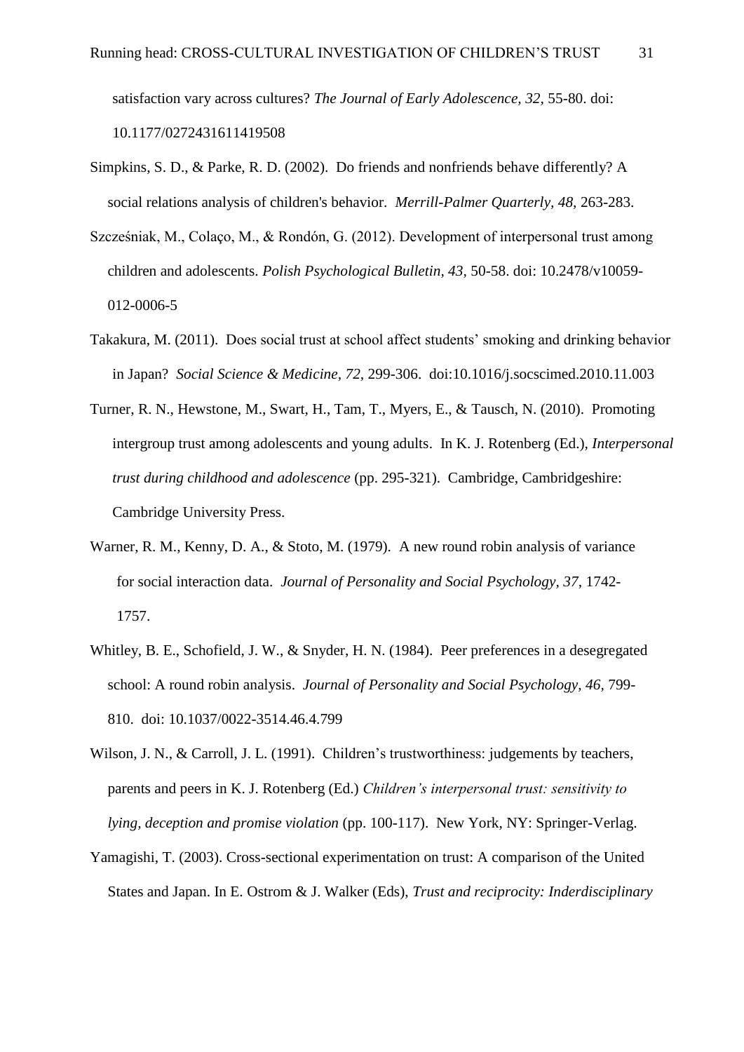satisfaction vary across cultures? *The Journal of Early Adolescence, 32,* 55-80. doi: 10.1177/0272431611419508

Simpkins, S. D., & Parke, R. D. (2002). Do friends and nonfriends behave differently? A social relations analysis of children's behavior. *Merrill-Palmer Quarterly, 48,* 263-283.

Szcześniak, M., Colaço, M., & Rondón, G. (2012). Development of interpersonal trust among children and adolescents. *Polish Psychological Bulletin, 43,* 50-58. doi: 10.2478/v10059-012-0006-5

Takakura, M. (2011). Does social trust at school affect students' smoking and drinking behavior in Japan? *Social Science & Medicine, 72,* 299-306. doi:10.1016/j.socscimed.2010.11.003

Turner, R. N., Hewstone, M., Swart, H., Tam, T., Myers, E., & Tausch, N. (2010). Promoting intergroup trust among adolescents and young adults. In K. J. Rotenberg (Ed.), *Interpersonal trust during childhood and adolescence* (pp. 295-321). Cambridge, Cambridgeshire: Cambridge University Press.

Warner, R. M., Kenny, D. A., & Stoto, M. (1979). A new round robin analysis of variance for social interaction data. *Journal of Personality and Social Psychology, 37,* 1742-1757.

Whitley, B. E., Schofield, J. W., & Snyder, H. N. (1984). Peer preferences in a desegregated school: A round robin analysis. *Journal of Personality and Social Psychology, 46,* 799-810. doi: 10.1037/0022-3514.46.4.799

Wilson, J. N., & Carroll, J. L. (1991). Children's trustworthiness: judgements by teachers, parents and peers in K. J. Rotenberg (Ed.) *Children's interpersonal trust: sensitivity to lying, deception and promise violation* (pp. 100-117). New York, NY: Springer-Verlag.

Yamagishi, T. (2003). Cross-sectional experimentation on trust: A comparison of the United States and Japan. In E. Ostrom & J. Walker (Eds), *Trust and reciprocity: Inderdisciplinary*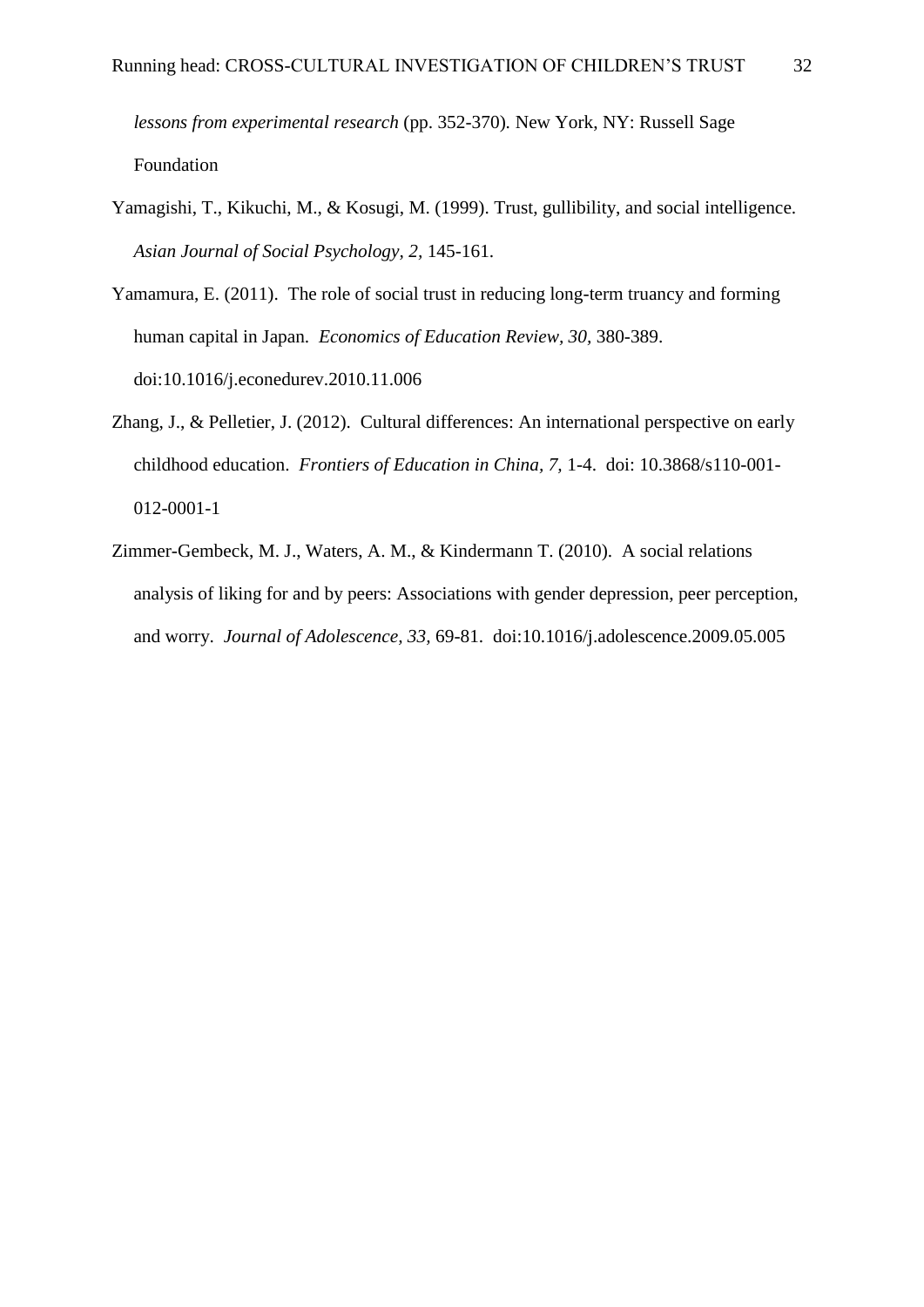*lessons from experimental research* (pp. 352-370). New York, NY: Russell Sage Foundation

Yamagishi, T., Kikuchi, M., & Kosugi, M. (1999). Trust, gullibility, and social intelligence. *Asian Journal of Social Psychology, 2,* 145-161.

Yamamura, E. (2011). The role of social trust in reducing long-term truancy and forming human capital in Japan. *Economics of Education Review, 30,* 380-389. doi:10.1016/j.econedurev.2010.11.006

Zhang, J., & Pelletier, J. (2012). Cultural differences: An international perspective on early childhood education. *Frontiers of Education in China, 7,* 1-4. doi: 10.3868/s110-001-012-0001-1

Zimmer-Gembeck, M. J., Waters, A. M., & Kindermann T. (2010). A social relations analysis of liking for and by peers: Associations with gender depression, peer perception, and worry. *Journal of Adolescence, 33,* 69-81. doi:10.1016/j.adolescence.2009.05.005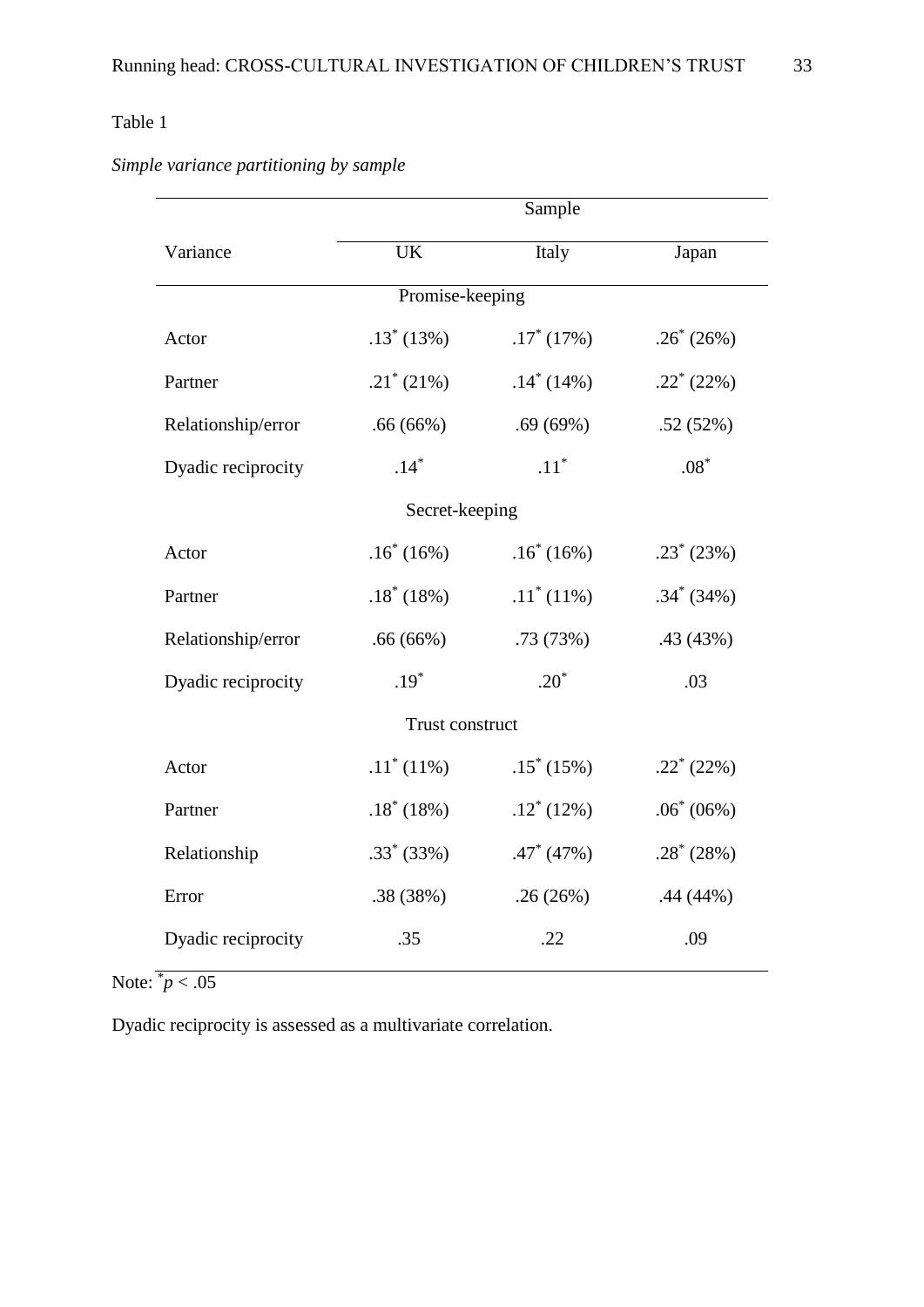Table 1

*Simple variance partitioning by sample*

| Variance | Sample | | |
|---|---|---|---|
| | UK | Italy | Japan |
| **Promise-keeping** | | | |
| Actor | .13* (13%) | .17* (17%) | .26* (26%) |
| Partner | .21* (21%) | .14* (14%) | .22* (22%) |
| Relationship/error | .66 (66%) | .69 (69%) | .52 (52%) |
| Dyadic reciprocity | .14* | .11* | .08* |
| **Secret-keeping** | | | |
| Actor | .16* (16%) | .16* (16%) | .23* (23%) |
| Partner | .18* (18%) | .11* (11%) | .34* (34%) |
| Relationship/error | .66 (66%) | .73 (73%) | .43 (43%) |
| Dyadic reciprocity | .19* | .20* | .03 |
| **Trust construct** | | | |
| Actor | .11* (11%) | .15* (15%) | .22* (22%) |
| Partner | .18* (18%) | .12* (12%) | .06* (06%) |
| Relationship | .33* (33%) | .47* (47%) | .28* (28%) |
| Error | .38 (38%) | .26 (26%) | .44 (44%) |
| Dyadic reciprocity | .35 | .22 | .09 |

Note: * $p < .05$

Dyadic reciprocity is assessed as a multivariate correlation.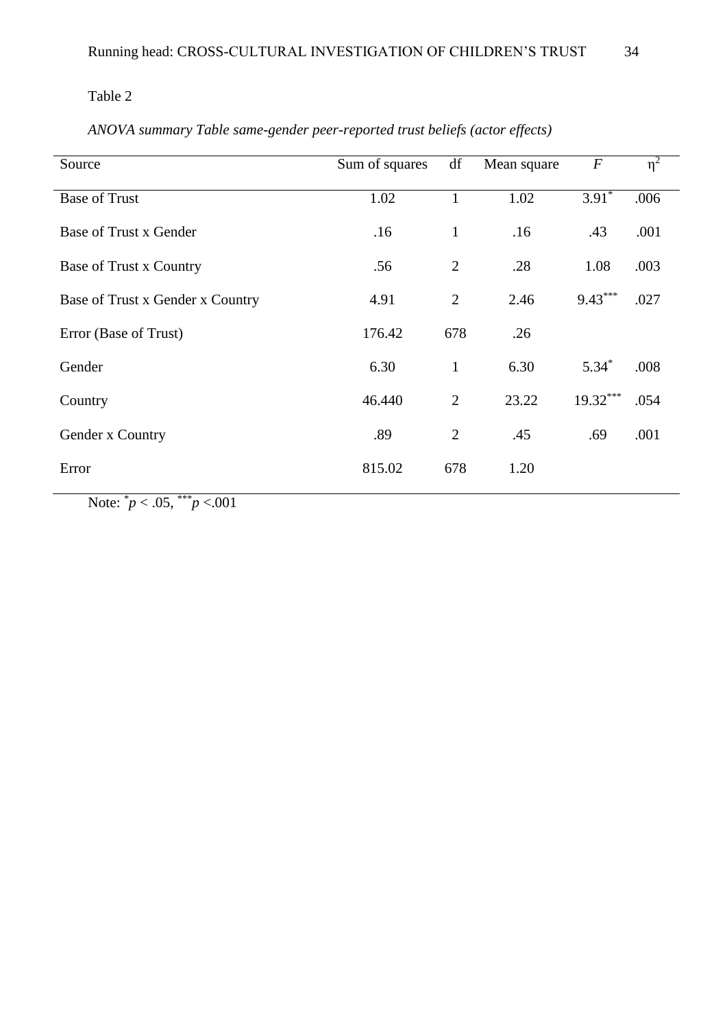Table 2

*ANOVA summary Table same-gender peer-reported trust beliefs (actor effects)*

| Source | Sum of squares | df | Mean square | *F* | $\eta^2$ |
|---|---|---|---|---|---|
| Base of Trust | 1.02 | 1 | 1.02 | $3.91^{*}$ | .006 |
| Base of Trust x Gender | .16 | 1 | .16 | .43 | .001 |
| Base of Trust x Country | .56 | 2 | .28 | 1.08 | .003 |
| Base of Trust x Gender x Country | 4.91 | 2 | 2.46 | $9.43^{***}$ | .027 |
| Error (Base of Trust) | 176.42 | 678 | .26 | | |
| Gender | 6.30 | 1 | 6.30 | $5.34^{*}$ | .008 |
| Country | 46.440 | 2 | 23.22 | $19.32^{***}$ | .054 |
| Gender x Country | .89 | 2 | .45 | .69 | .001 |
| Error | 815.02 | 678 | 1.20 | | |

Note: $^{*}p < .05$, $^{***}p < .001$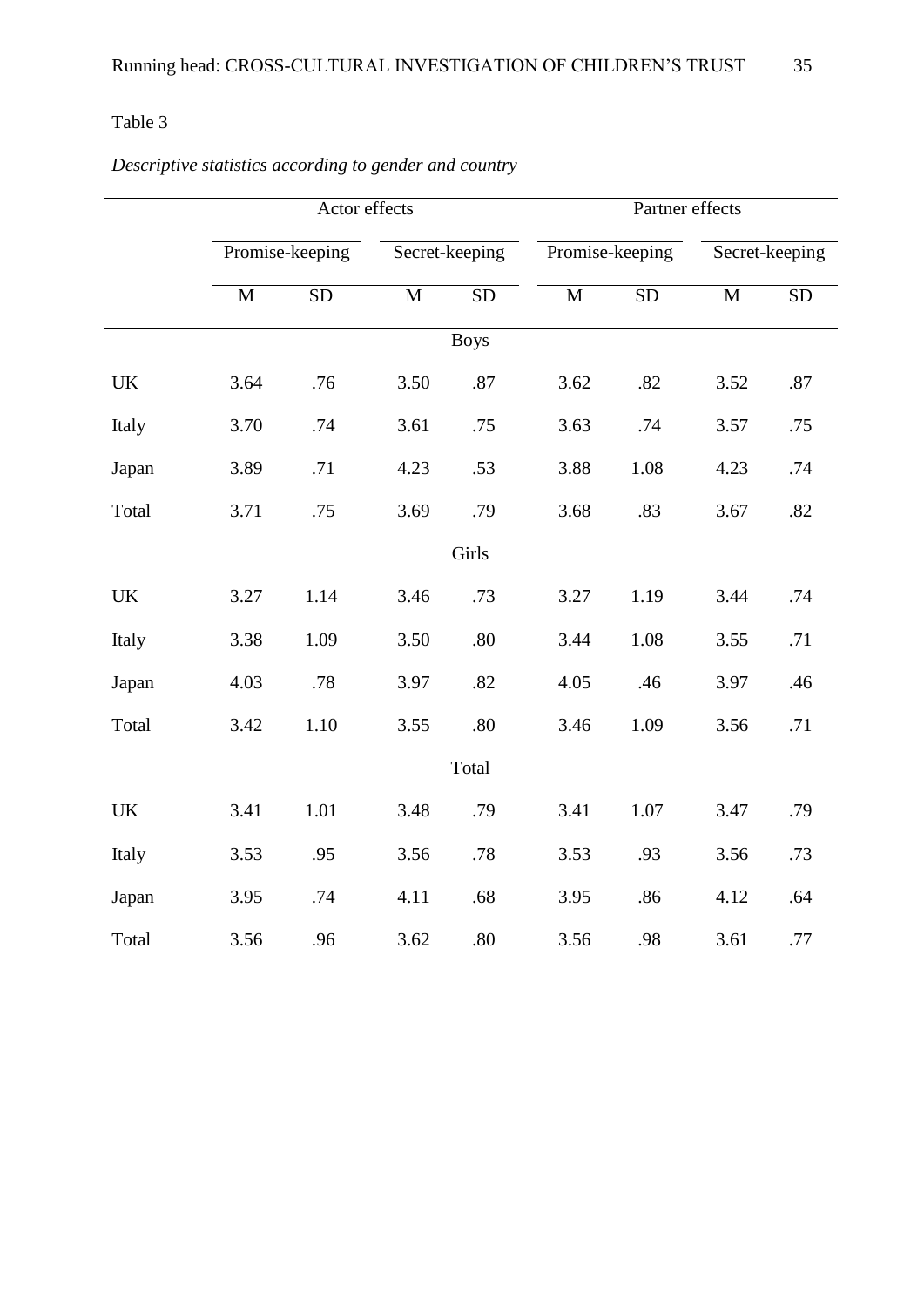Table 3

*Descriptive statistics according to gender and country*

| | Actor effects | | | | Partner effects | | | |
|---|---|---|---|---|---|---|---|---|
| | Promise-keeping | | Secret-keeping | | Promise-keeping | | Secret-keeping | |
| | M | SD | M | SD | M | SD | M | SD |
| | | | | Boys | | | | |
| UK | 3.64 | .76 | 3.50 | .87 | 3.62 | .82 | 3.52 | .87 |
| Italy | 3.70 | .74 | 3.61 | .75 | 3.63 | .74 | 3.57 | .75 |
| Japan | 3.89 | .71 | 4.23 | .53 | 3.88 | 1.08 | 4.23 | .74 |
| Total | 3.71 | .75 | 3.69 | .79 | 3.68 | .83 | 3.67 | .82 |
| | | | | Girls | | | | |
| UK | 3.27 | 1.14 | 3.46 | .73 | 3.27 | 1.19 | 3.44 | .74 |
| Italy | 3.38 | 1.09 | 3.50 | .80 | 3.44 | 1.08 | 3.55 | .71 |
| Japan | 4.03 | .78 | 3.97 | .82 | 4.05 | .46 | 3.97 | .46 |
| Total | 3.42 | 1.10 | 3.55 | .80 | 3.46 | 1.09 | 3.56 | .71 |
| | | | | Total | | | | |
| UK | 3.41 | 1.01 | 3.48 | .79 | 3.41 | 1.07 | 3.47 | .79 |
| Italy | 3.53 | .95 | 3.56 | .78 | 3.53 | .93 | 3.56 | .73 |
| Japan | 3.95 | .74 | 4.11 | .68 | 3.95 | .86 | 4.12 | .64 |
| Total | 3.56 | .96 | 3.62 | .80 | 3.56 | .98 | 3.61 | .77 |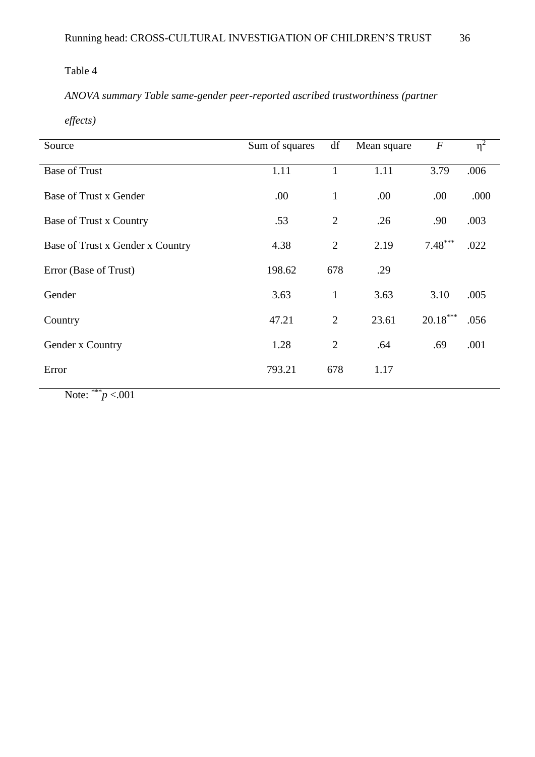Table 4

*ANOVA summary Table same-gender peer-reported ascribed trustworthiness (partner effects)*

| Source | Sum of squares | df | Mean square | *F* | $\eta^2$ |
|---|---|---|---|---|---|
| Base of Trust | 1.11 | 1 | 1.11 | 3.79 | .006 |
| Base of Trust x Gender | .00 | 1 | .00 | .00 | .000 |
| Base of Trust x Country | .53 | 2 | .26 | .90 | .003 |
| Base of Trust x Gender x Country | 4.38 | 2 | 2.19 | $7.48^{***}$ | .022 |
| Error (Base of Trust) | 198.62 | 678 | .29 | | |
| Gender | 3.63 | 1 | 3.63 | 3.10 | .005 |
| Country | 47.21 | 2 | 23.61 | $20.18^{***}$ | .056 |
| Gender x Country | 1.28 | 2 | .64 | .69 | .001 |
| Error | 793.21 | 678 | 1.17 | | |

Note: $^{***}p$ <.001